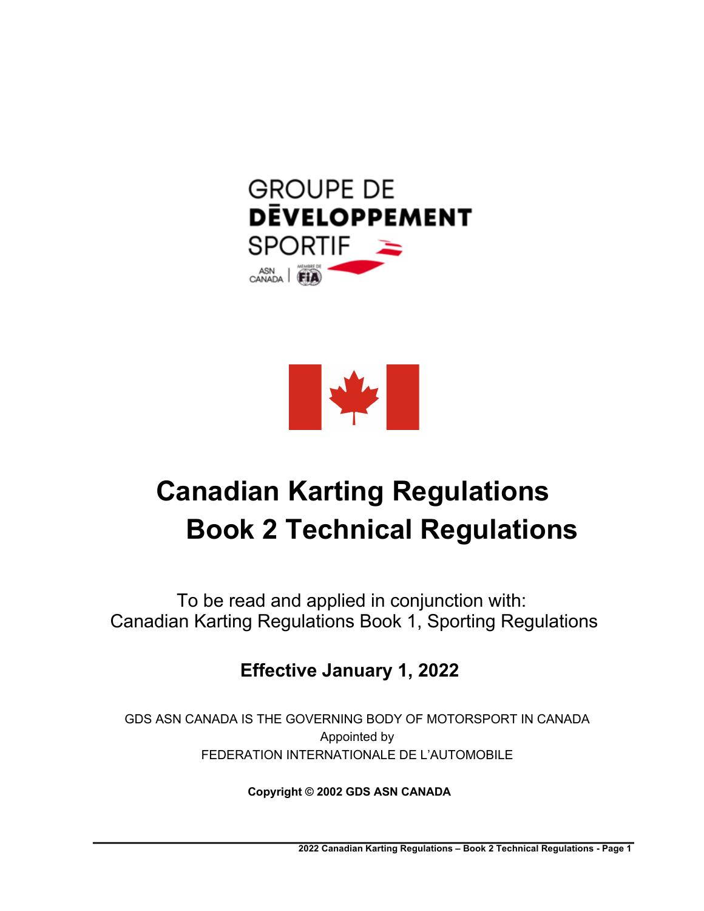GROUPE DE
DĒVELOPPEMENT
SPORTIF

ASN CANADA | MEMBRE DE FIA

# Canadian Karting Regulations
# Book 2 Technical Regulations

To be read and applied in conjunction with:
Canadian Karting Regulations Book 1, Sporting Regulations

**Effective January 1, 2022**

GDS ASN CANADA IS THE GOVERNING BODY OF MOTORSPORT IN CANADA
Appointed by
FEDERATION INTERNATIONALE DE L'AUTOMOBILE

**Copyright © 2002 GDS ASN CANADA**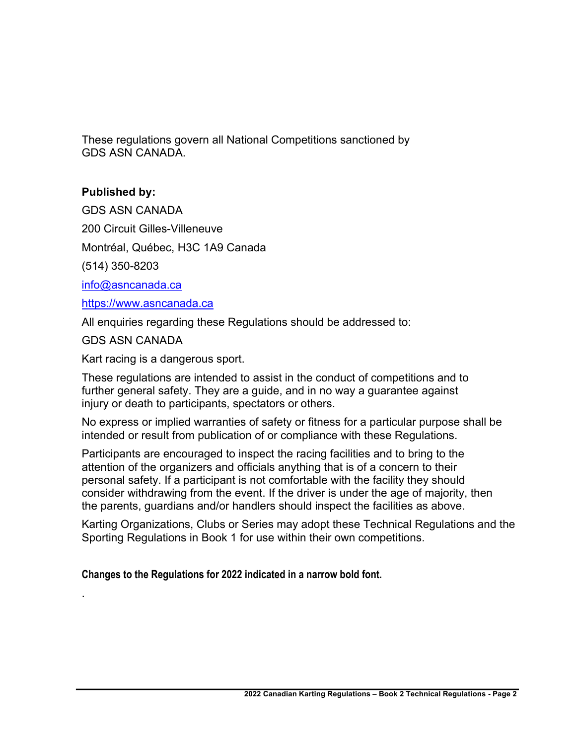These regulations govern all National Competitions sanctioned by GDS ASN CANADA.

**Published by:**

GDS ASN CANADA

200 Circuit Gilles-Villeneuve

Montréal, Québec, H3C 1A9 Canada

(514) 350-8203

info@asncanada.ca

https://www.asncanada.ca

All enquiries regarding these Regulations should be addressed to:

GDS ASN CANADA

Kart racing is a dangerous sport.

These regulations are intended to assist in the conduct of competitions and to further general safety. They are a guide, and in no way a guarantee against injury or death to participants, spectators or others.

No express or implied warranties of safety or fitness for a particular purpose shall be intended or result from publication of or compliance with these Regulations.

Participants are encouraged to inspect the racing facilities and to bring to the attention of the organizers and officials anything that is of a concern to their personal safety. If a participant is not comfortable with the facility they should consider withdrawing from the event. If the driver is under the age of majority, then the parents, guardians and/or handlers should inspect the facilities as above.

Karting Organizations, Clubs or Series may adopt these Technical Regulations and the Sporting Regulations in Book 1 for use within their own competitions.

**Changes to the Regulations for 2022 indicated in a narrow bold font.**

.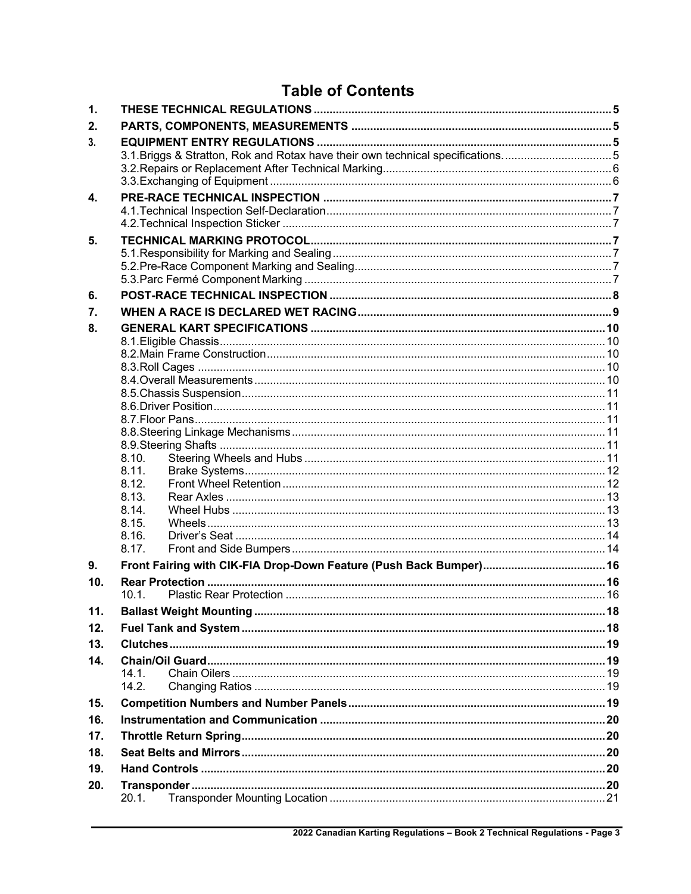# Table of Contents

| | | |
|---|---|---|
| **1.** | **THESE TECHNICAL REGULATIONS** | **5** |
| **2.** | **PARTS, COMPONENTS, MEASUREMENTS** | **5** |
| **3.** | **EQUIPMENT ENTRY REGULATIONS** | **5** |
| | 3.1. Briggs & Stratton, Rok and Rotax have their own technical specifications. | 5 |
| | 3.2. Repairs or Replacement After Technical Marking | 6 |
| | 3.3. Exchanging of Equipment | 6 |
| **4.** | **PRE-RACE TECHNICAL INSPECTION** | **7** |
| | 4.1. Technical Inspection Self-Declaration | 7 |
| | 4.2. Technical Inspection Sticker | 7 |
| **5.** | **TECHNICAL MARKING PROTOCOL** | **7** |
| | 5.1. Responsibility for Marking and Sealing | 7 |
| | 5.2. Pre-Race Component Marking and Sealing | 7 |
| | 5.3. Parc Fermé Component Marking | 7 |
| **6.** | **POST-RACE TECHNICAL INSPECTION** | **8** |
| **7.** | **WHEN A RACE IS DECLARED WET RACING** | **9** |
| **8.** | **GENERAL KART SPECIFICATIONS** | **10** |
| | 8.1. Eligible Chassis | 10 |
| | 8.2. Main Frame Construction | 10 |
| | 8.3. Roll Cages | 10 |
| | 8.4. Overall Measurements | 10 |
| | 8.5. Chassis Suspension | 11 |
| | 8.6. Driver Position | 11 |
| | 8.7. Floor Pans | 11 |
| | 8.8. Steering Linkage Mechanisms | 11 |
| | 8.9. Steering Shafts | 11 |
| | 8.10. Steering Wheels and Hubs | 11 |
| | 8.11. Brake Systems | 12 |
| | 8.12. Front Wheel Retention | 12 |
| | 8.13. Rear Axles | 13 |
| | 8.14. Wheel Hubs | 13 |
| | 8.15. Wheels | 13 |
| | 8.16. Driver's Seat | 14 |
| | 8.17. Front and Side Bumpers | 14 |
| **9.** | **Front Fairing with CIK-FIA Drop-Down Feature (Push Back Bumper)** | **16** |
| **10.** | **Rear Protection** | **16** |
| | 10.1. Plastic Rear Protection | 16 |
| **11.** | **Ballast Weight Mounting** | **18** |
| **12.** | **Fuel Tank and System** | **18** |
| **13.** | **Clutches** | **19** |
| **14.** | **Chain/Oil Guard** | **19** |
| | 14.1. Chain Oilers | 19 |
| | 14.2. Changing Ratios | 19 |
| **15.** | **Competition Numbers and Number Panels** | **19** |
| **16.** | **Instrumentation and Communication** | **20** |
| **17.** | **Throttle Return Spring** | **20** |
| **18.** | **Seat Belts and Mirrors** | **20** |
| **19.** | **Hand Controls** | **20** |
| **20.** | **Transponder** | **20** |
| | 20.1. Transponder Mounting Location | 21 |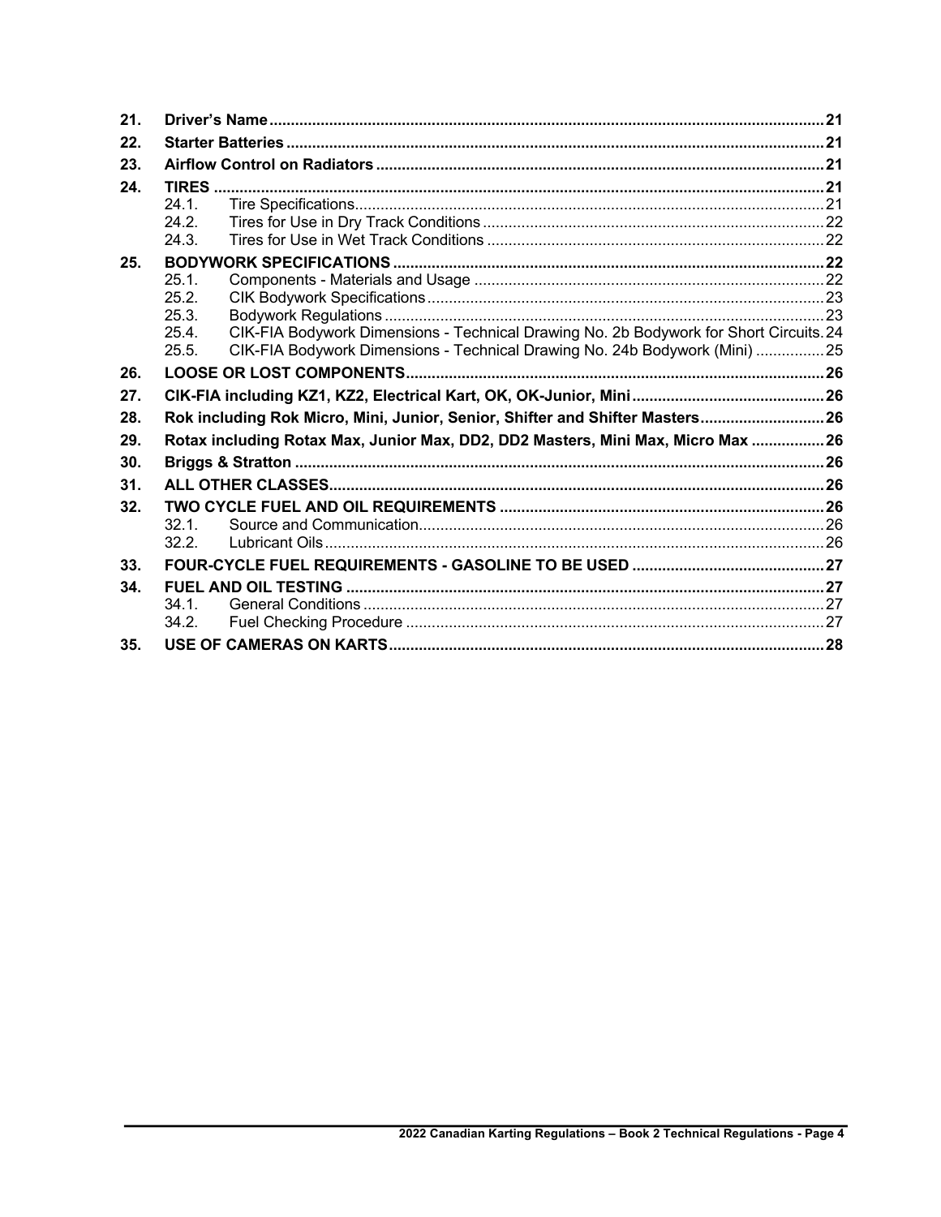| | | |
|---|---|---|
| **21.** | **Driver's Name** | **21** |
| **22.** | **Starter Batteries** | **21** |
| **23.** | **Airflow Control on Radiators** | **21** |
| **24.** | **TIRES** | **21** |
| 24.1. | Tire Specifications | 21 |
| 24.2. | Tires for Use in Dry Track Conditions | 22 |
| 24.3. | Tires for Use in Wet Track Conditions | 22 |
| **25.** | **BODYWORK SPECIFICATIONS** | **22** |
| 25.1. | Components - Materials and Usage | 22 |
| 25.2. | CIK Bodywork Specifications | 23 |
| 25.3. | Bodywork Regulations | 23 |
| 25.4. | CIK-FIA Bodywork Dimensions - Technical Drawing No. 2b Bodywork for Short Circuits | 24 |
| 25.5. | CIK-FIA Bodywork Dimensions - Technical Drawing No. 24b Bodywork (Mini) | 25 |
| **26.** | **LOOSE OR LOST COMPONENTS** | **26** |
| **27.** | **CIK-FIA including KZ1, KZ2, Electrical Kart, OK, OK-Junior, Mini** | **26** |
| **28.** | **Rok including Rok Micro, Mini, Junior, Senior, Shifter and Shifter Masters** | **26** |
| **29.** | **Rotax including Rotax Max, Junior Max, DD2, DD2 Masters, Mini Max, Micro Max** | **26** |
| **30.** | **Briggs & Stratton** | **26** |
| **31.** | **ALL OTHER CLASSES** | **26** |
| **32.** | **TWO CYCLE FUEL AND OIL REQUIREMENTS** | **26** |
| 32.1. | Source and Communication | 26 |
| 32.2. | Lubricant Oils | 26 |
| **33.** | **FOUR-CYCLE FUEL REQUIREMENTS - GASOLINE TO BE USED** | **27** |
| **34.** | **FUEL AND OIL TESTING** | **27** |
| 34.1. | General Conditions | 27 |
| 34.2. | Fuel Checking Procedure | 27 |
| **35.** | **USE OF CAMERAS ON KARTS** | **28** |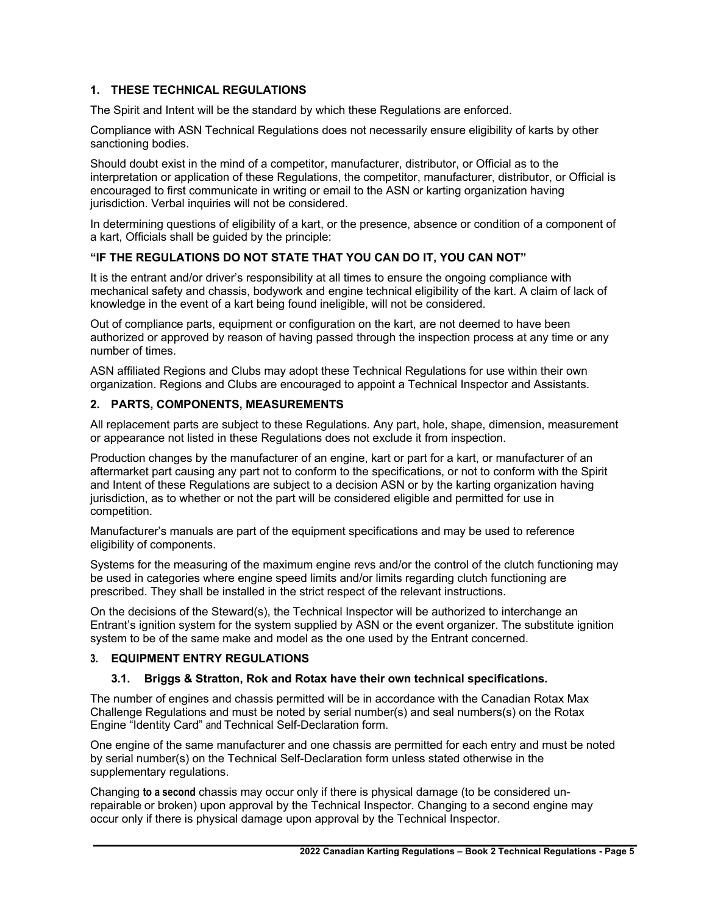## 1. THESE TECHNICAL REGULATIONS

The Spirit and Intent will be the standard by which these Regulations are enforced.

Compliance with ASN Technical Regulations does not necessarily ensure eligibility of karts by other sanctioning bodies.

Should doubt exist in the mind of a competitor, manufacturer, distributor, or Official as to the interpretation or application of these Regulations, the competitor, manufacturer, distributor, or Official is encouraged to first communicate in writing or email to the ASN or karting organization having jurisdiction. Verbal inquiries will not be considered.

In determining questions of eligibility of a kart, or the presence, absence or condition of a component of a kart, Officials shall be guided by the principle:

**"IF THE REGULATIONS DO NOT STATE THAT YOU CAN DO IT, YOU CAN NOT"**

It is the entrant and/or driver's responsibility at all times to ensure the ongoing compliance with mechanical safety and chassis, bodywork and engine technical eligibility of the kart. A claim of lack of knowledge in the event of a kart being found ineligible, will not be considered.

Out of compliance parts, equipment or configuration on the kart, are not deemed to have been authorized or approved by reason of having passed through the inspection process at any time or any number of times.

ASN affiliated Regions and Clubs may adopt these Technical Regulations for use within their own organization. Regions and Clubs are encouraged to appoint a Technical Inspector and Assistants.

## 2. PARTS, COMPONENTS, MEASUREMENTS

All replacement parts are subject to these Regulations. Any part, hole, shape, dimension, measurement or appearance not listed in these Regulations does not exclude it from inspection.

Production changes by the manufacturer of an engine, kart or part for a kart, or manufacturer of an aftermarket part causing any part not to conform to the specifications, or not to conform with the Spirit and Intent of these Regulations are subject to a decision ASN or by the karting organization having jurisdiction, as to whether or not the part will be considered eligible and permitted for use in competition.

Manufacturer's manuals are part of the equipment specifications and may be used to reference eligibility of components.

Systems for the measuring of the maximum engine revs and/or the control of the clutch functioning may be used in categories where engine speed limits and/or limits regarding clutch functioning are prescribed. They shall be installed in the strict respect of the relevant instructions.

On the decisions of the Steward(s), the Technical Inspector will be authorized to interchange an Entrant's ignition system for the system supplied by ASN or the event organizer. The substitute ignition system to be of the same make and model as the one used by the Entrant concerned.

## 3. EQUIPMENT ENTRY REGULATIONS

### 3.1. Briggs & Stratton, Rok and Rotax have their own technical specifications.

The number of engines and chassis permitted will be in accordance with the Canadian Rotax Max Challenge Regulations and must be noted by serial number(s) and seal numbers(s) on the Rotax Engine "Identity Card" and Technical Self-Declaration form.

One engine of the same manufacturer and one chassis are permitted for each entry and must be noted by serial number(s) on the Technical Self-Declaration form unless stated otherwise in the supplementary regulations.

Changing **to a second** chassis may occur only if there is physical damage (to be considered un-repairable or broken) upon approval by the Technical Inspector. Changing to a second engine may occur only if there is physical damage upon approval by the Technical Inspector.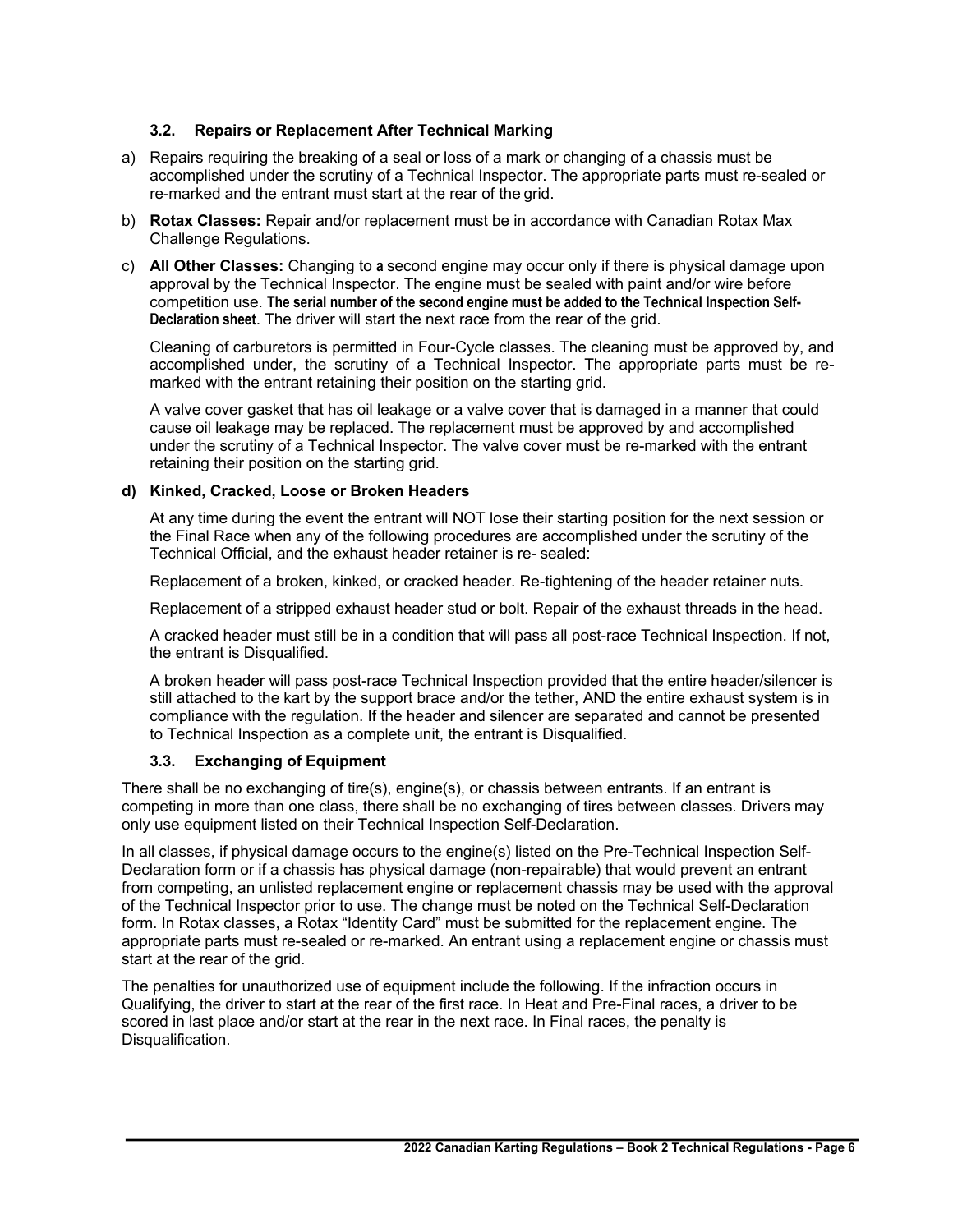### 3.2. Repairs or Replacement After Technical Marking

a) Repairs requiring the breaking of a seal or loss of a mark or changing of a chassis must be accomplished under the scrutiny of a Technical Inspector. The appropriate parts must re-sealed or re-marked and the entrant must start at the rear of the grid.

b) **Rotax Classes:** Repair and/or replacement must be in accordance with Canadian Rotax Max Challenge Regulations.

c) **All Other Classes:** Changing to **a** second engine may occur only if there is physical damage upon approval by the Technical Inspector. The engine must be sealed with paint and/or wire before competition use. **The serial number of the second engine must be added to the Technical Inspection Self-Declaration sheet**. The driver will start the next race from the rear of the grid.

   Cleaning of carburetors is permitted in Four-Cycle classes. The cleaning must be approved by, and accomplished under, the scrutiny of a Technical Inspector. The appropriate parts must be re-marked with the entrant retaining their position on the starting grid.

   A valve cover gasket that has oil leakage or a valve cover that is damaged in a manner that could cause oil leakage may be replaced. The replacement must be approved by and accomplished under the scrutiny of a Technical Inspector. The valve cover must be re-marked with the entrant retaining their position on the starting grid.

**d) Kinked, Cracked, Loose or Broken Headers**

   At any time during the event the entrant will NOT lose their starting position for the next session or the Final Race when any of the following procedures are accomplished under the scrutiny of the Technical Official, and the exhaust header retainer is re- sealed:

   Replacement of a broken, kinked, or cracked header. Re-tightening of the header retainer nuts.

   Replacement of a stripped exhaust header stud or bolt. Repair of the exhaust threads in the head.

   A cracked header must still be in a condition that will pass all post-race Technical Inspection. If not, the entrant is Disqualified.

   A broken header will pass post-race Technical Inspection provided that the entire header/silencer is still attached to the kart by the support brace and/or the tether, AND the entire exhaust system is in compliance with the regulation. If the header and silencer are separated and cannot be presented to Technical Inspection as a complete unit, the entrant is Disqualified.

### 3.3. Exchanging of Equipment

There shall be no exchanging of tire(s), engine(s), or chassis between entrants. If an entrant is competing in more than one class, there shall be no exchanging of tires between classes. Drivers may only use equipment listed on their Technical Inspection Self-Declaration.

In all classes, if physical damage occurs to the engine(s) listed on the Pre-Technical Inspection Self-Declaration form or if a chassis has physical damage (non-repairable) that would prevent an entrant from competing, an unlisted replacement engine or replacement chassis may be used with the approval of the Technical Inspector prior to use. The change must be noted on the Technical Self-Declaration form. In Rotax classes, a Rotax "Identity Card" must be submitted for the replacement engine. The appropriate parts must re-sealed or re-marked. An entrant using a replacement engine or chassis must start at the rear of the grid.

The penalties for unauthorized use of equipment include the following. If the infraction occurs in Qualifying, the driver to start at the rear of the first race. In Heat and Pre-Final races, a driver to be scored in last place and/or start at the rear in the next race. In Final races, the penalty is Disqualification.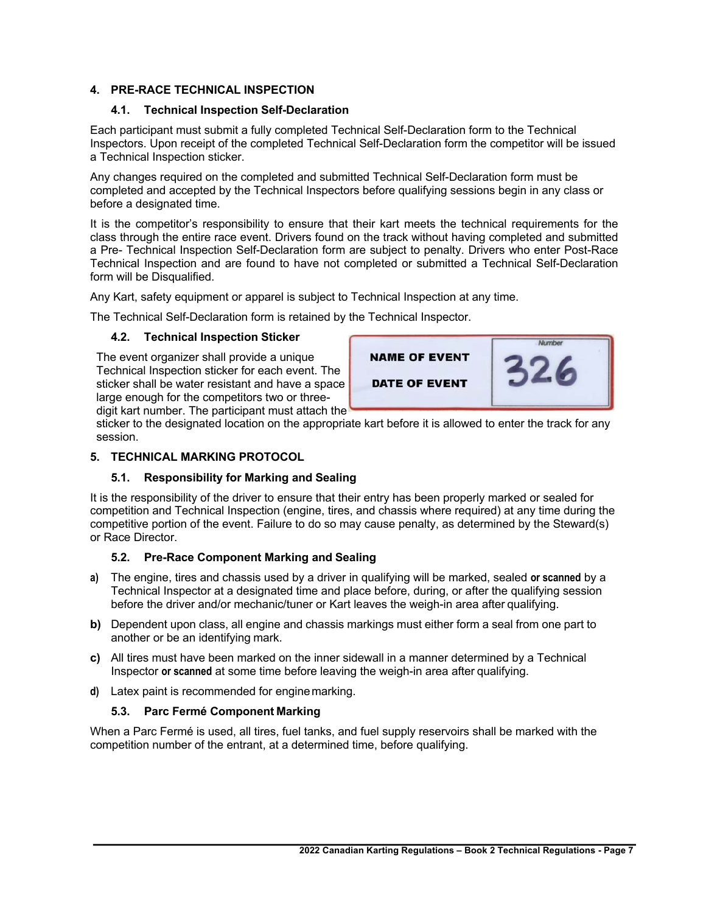## 4. PRE-RACE TECHNICAL INSPECTION

### 4.1. Technical Inspection Self-Declaration

Each participant must submit a fully completed Technical Self-Declaration form to the Technical Inspectors. Upon receipt of the completed Technical Self-Declaration form the competitor will be issued a Technical Inspection sticker.

Any changes required on the completed and submitted Technical Self-Declaration form must be completed and accepted by the Technical Inspectors before qualifying sessions begin in any class or before a designated time.

It is the competitor's responsibility to ensure that their kart meets the technical requirements for the class through the entire race event. Drivers found on the track without having completed and submitted a Pre- Technical Inspection Self-Declaration form are subject to penalty. Drivers who enter Post-Race Technical Inspection and are found to have not completed or submitted a Technical Self-Declaration form will be Disqualified.

Any Kart, safety equipment or apparel is subject to Technical Inspection at any time.

The Technical Self-Declaration form is retained by the Technical Inspector.

### 4.2. Technical Inspection Sticker

The event organizer shall provide a unique Technical Inspection sticker for each event. The sticker shall be water resistant and have a space large enough for the competitors two or three-digit kart number. The participant must attach the sticker to the designated location on the appropriate kart before it is allowed to enter the track for any session.

| NAME OF EVENT<br>DATE OF EVENT | Number<br>326 |
|---|---|

## 5. TECHNICAL MARKING PROTOCOL

### 5.1. Responsibility for Marking and Sealing

It is the responsibility of the driver to ensure that their entry has been properly marked or sealed for competition and Technical Inspection (engine, tires, and chassis where required) at any time during the competitive portion of the event. Failure to do so may cause penalty, as determined by the Steward(s) or Race Director.

### 5.2. Pre-Race Component Marking and Sealing

**a)** The engine, tires and chassis used by a driver in qualifying will be marked, sealed **or scanned** by a Technical Inspector at a designated time and place before, during, or after the qualifying session before the driver and/or mechanic/tuner or Kart leaves the weigh-in area after qualifying.

**b)** Dependent upon class, all engine and chassis markings must either form a seal from one part to another or be an identifying mark.

**c)** All tires must have been marked on the inner sidewall in a manner determined by a Technical Inspector **or scanned** at some time before leaving the weigh-in area after qualifying.

**d)** Latex paint is recommended for engine marking.

### 5.3. Parc Fermé Component Marking

When a Parc Fermé is used, all tires, fuel tanks, and fuel supply reservoirs shall be marked with the competition number of the entrant, at a determined time, before qualifying.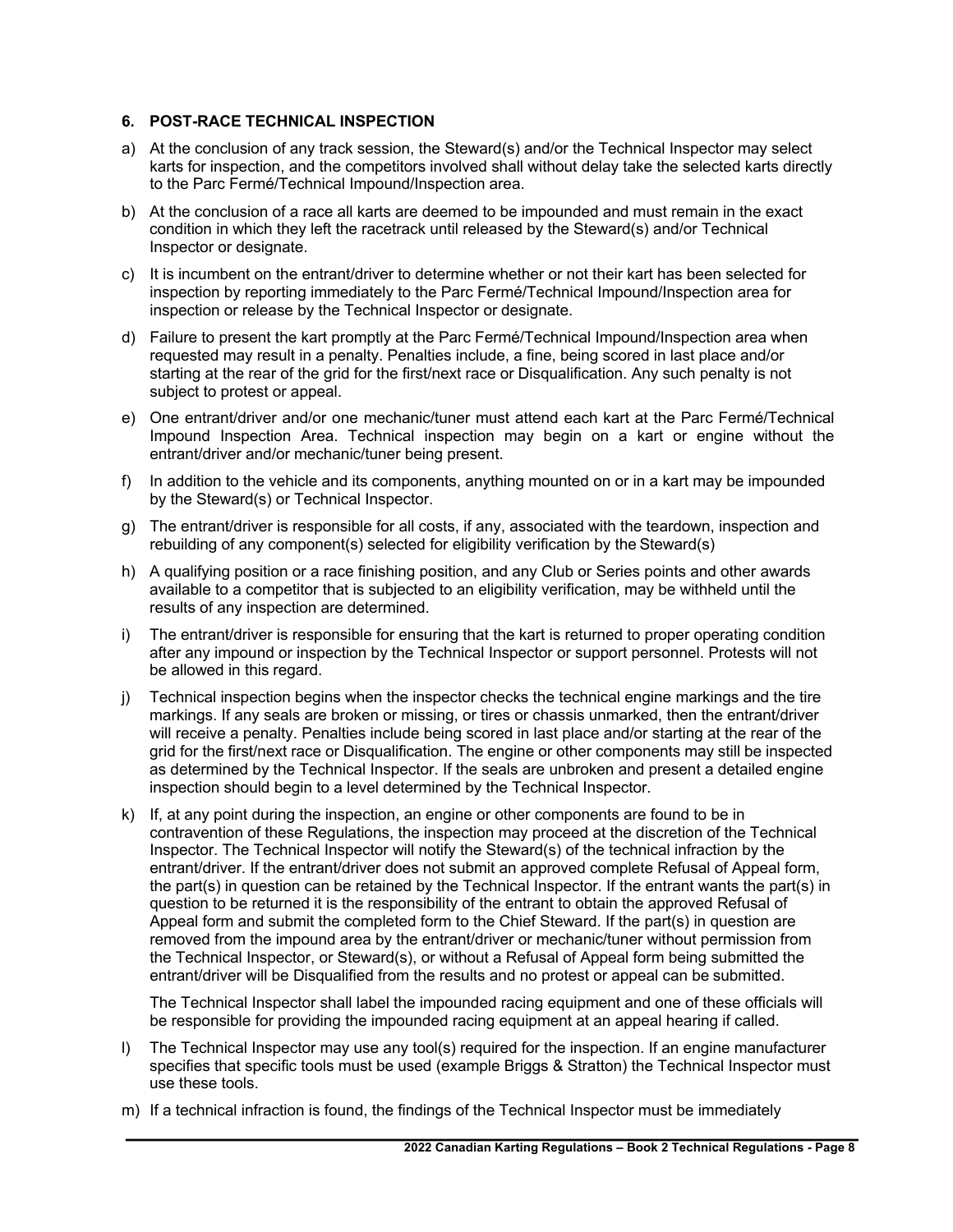### 6. POST-RACE TECHNICAL INSPECTION

a) At the conclusion of any track session, the Steward(s) and/or the Technical Inspector may select karts for inspection, and the competitors involved shall without delay take the selected karts directly to the Parc Fermé/Technical Impound/Inspection area.

b) At the conclusion of a race all karts are deemed to be impounded and must remain in the exact condition in which they left the racetrack until released by the Steward(s) and/or Technical Inspector or designate.

c) It is incumbent on the entrant/driver to determine whether or not their kart has been selected for inspection by reporting immediately to the Parc Fermé/Technical Impound/Inspection area for inspection or release by the Technical Inspector or designate.

d) Failure to present the kart promptly at the Parc Fermé/Technical Impound/Inspection area when requested may result in a penalty. Penalties include, a fine, being scored in last place and/or starting at the rear of the grid for the first/next race or Disqualification. Any such penalty is not subject to protest or appeal.

e) One entrant/driver and/or one mechanic/tuner must attend each kart at the Parc Fermé/Technical Impound Inspection Area. Technical inspection may begin on a kart or engine without the entrant/driver and/or mechanic/tuner being present.

f) In addition to the vehicle and its components, anything mounted on or in a kart may be impounded by the Steward(s) or Technical Inspector.

g) The entrant/driver is responsible for all costs, if any, associated with the teardown, inspection and rebuilding of any component(s) selected for eligibility verification by the Steward(s)

h) A qualifying position or a race finishing position, and any Club or Series points and other awards available to a competitor that is subjected to an eligibility verification, may be withheld until the results of any inspection are determined.

i) The entrant/driver is responsible for ensuring that the kart is returned to proper operating condition after any impound or inspection by the Technical Inspector or support personnel. Protests will not be allowed in this regard.

j) Technical inspection begins when the inspector checks the technical engine markings and the tire markings. If any seals are broken or missing, or tires or chassis unmarked, then the entrant/driver will receive a penalty. Penalties include being scored in last place and/or starting at the rear of the grid for the first/next race or Disqualification. The engine or other components may still be inspected as determined by the Technical Inspector. If the seals are unbroken and present a detailed engine inspection should begin to a level determined by the Technical Inspector.

k) If, at any point during the inspection, an engine or other components are found to be in contravention of these Regulations, the inspection may proceed at the discretion of the Technical Inspector. The Technical Inspector will notify the Steward(s) of the technical infraction by the entrant/driver. If the entrant/driver does not submit an approved complete Refusal of Appeal form, the part(s) in question can be retained by the Technical Inspector. If the entrant wants the part(s) in question to be returned it is the responsibility of the entrant to obtain the approved Refusal of Appeal form and submit the completed form to the Chief Steward. If the part(s) in question are removed from the impound area by the entrant/driver or mechanic/tuner without permission from the Technical Inspector, or Steward(s), or without a Refusal of Appeal form being submitted the entrant/driver will be Disqualified from the results and no protest or appeal can be submitted.

   The Technical Inspector shall label the impounded racing equipment and one of these officials will be responsible for providing the impounded racing equipment at an appeal hearing if called.

l) The Technical Inspector may use any tool(s) required for the inspection. If an engine manufacturer specifies that specific tools must be used (example Briggs & Stratton) the Technical Inspector must use these tools.

m) If a technical infraction is found, the findings of the Technical Inspector must be immediately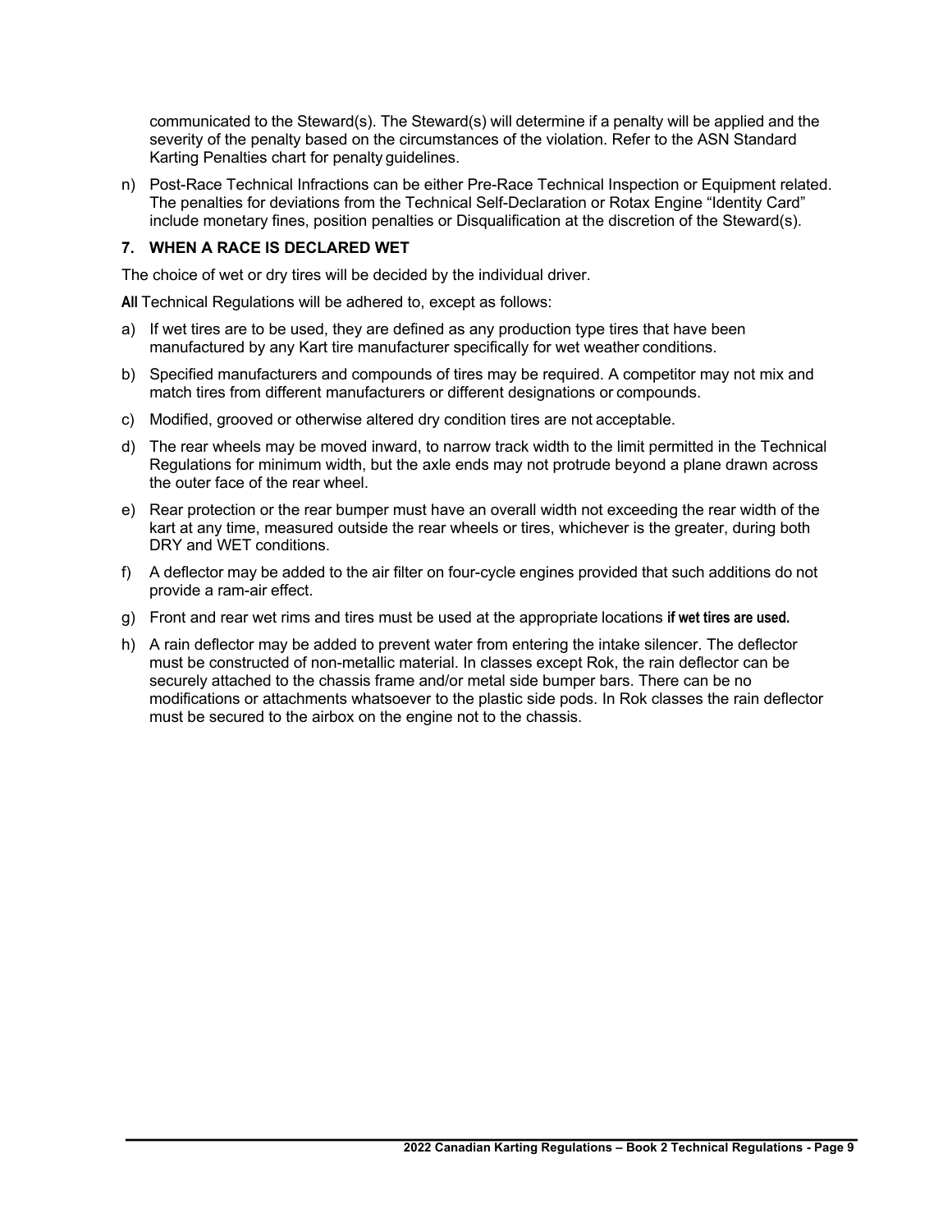communicated to the Steward(s). The Steward(s) will determine if a penalty will be applied and the severity of the penalty based on the circumstances of the violation. Refer to the ASN Standard Karting Penalties chart for penalty guidelines.

n) Post-Race Technical Infractions can be either Pre-Race Technical Inspection or Equipment related. The penalties for deviations from the Technical Self-Declaration or Rotax Engine "Identity Card" include monetary fines, position penalties or Disqualification at the discretion of the Steward(s).

### 7. WHEN A RACE IS DECLARED WET

The choice of wet or dry tires will be decided by the individual driver.

**All** Technical Regulations will be adhered to, except as follows:

a) If wet tires are to be used, they are defined as any production type tires that have been manufactured by any Kart tire manufacturer specifically for wet weather conditions.

b) Specified manufacturers and compounds of tires may be required. A competitor may not mix and match tires from different manufacturers or different designations or compounds.

c) Modified, grooved or otherwise altered dry condition tires are not acceptable.

d) The rear wheels may be moved inward, to narrow track width to the limit permitted in the Technical Regulations for minimum width, but the axle ends may not protrude beyond a plane drawn across the outer face of the rear wheel.

e) Rear protection or the rear bumper must have an overall width not exceeding the rear width of the kart at any time, measured outside the rear wheels or tires, whichever is the greater, during both DRY and WET conditions.

f) A deflector may be added to the air filter on four-cycle engines provided that such additions do not provide a ram-air effect.

g) Front and rear wet rims and tires must be used at the appropriate locations **if wet tires are used.**

h) A rain deflector may be added to prevent water from entering the intake silencer. The deflector must be constructed of non-metallic material. In classes except Rok, the rain deflector can be securely attached to the chassis frame and/or metal side bumper bars. There can be no modifications or attachments whatsoever to the plastic side pods. In Rok classes the rain deflector must be secured to the airbox on the engine not to the chassis.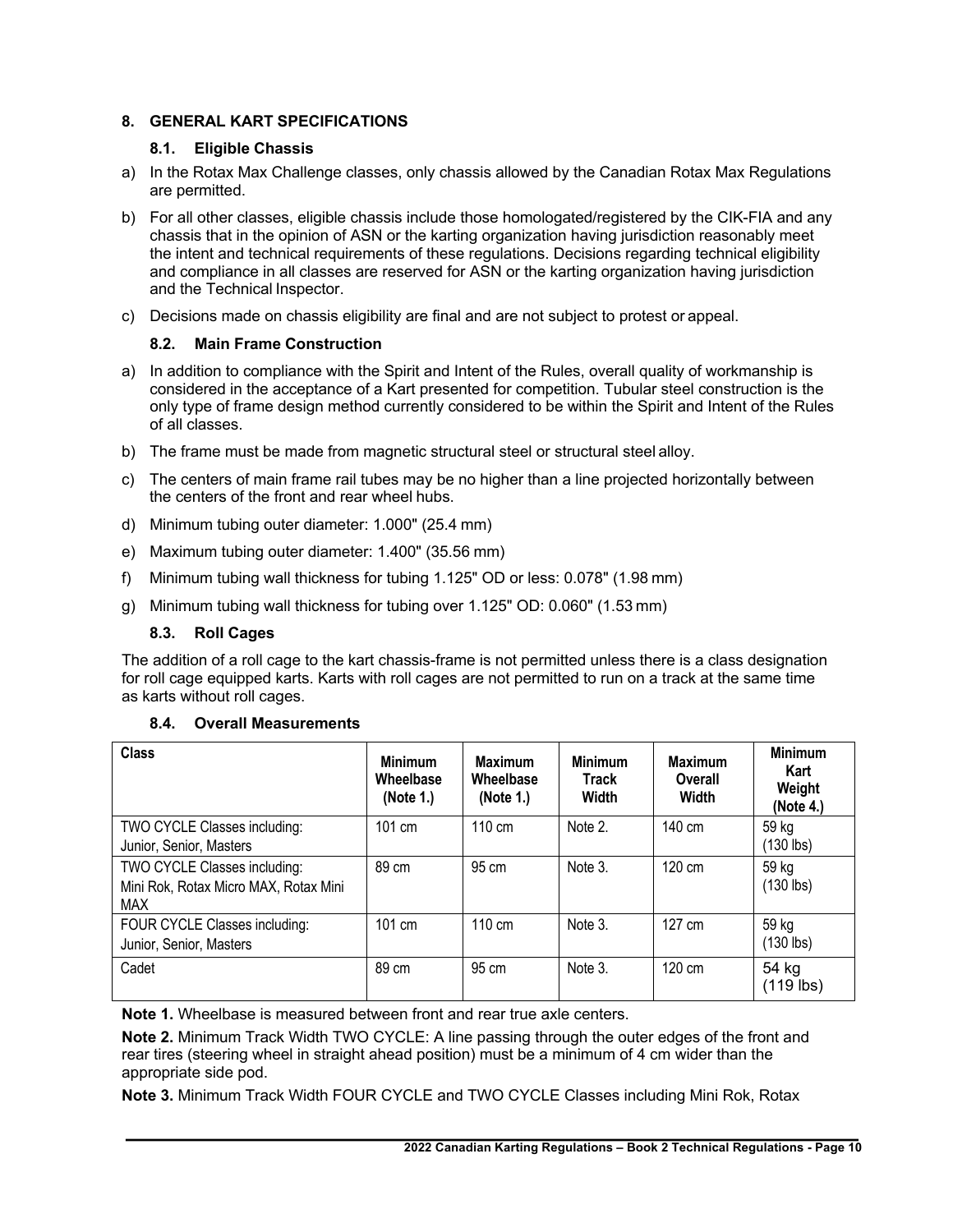## 8. GENERAL KART SPECIFICATIONS

### 8.1. Eligible Chassis

a) In the Rotax Max Challenge classes, only chassis allowed by the Canadian Rotax Max Regulations are permitted.

b) For all other classes, eligible chassis include those homologated/registered by the CIK-FIA and any chassis that in the opinion of ASN or the karting organization having jurisdiction reasonably meet the intent and technical requirements of these regulations. Decisions regarding technical eligibility and compliance in all classes are reserved for ASN or the karting organization having jurisdiction and the Technical Inspector.

c) Decisions made on chassis eligibility are final and are not subject to protest or appeal.

### 8.2. Main Frame Construction

a) In addition to compliance with the Spirit and Intent of the Rules, overall quality of workmanship is considered in the acceptance of a Kart presented for competition. Tubular steel construction is the only type of frame design method currently considered to be within the Spirit and Intent of the Rules of all classes.

b) The frame must be made from magnetic structural steel or structural steel alloy.

c) The centers of main frame rail tubes may be no higher than a line projected horizontally between the centers of the front and rear wheel hubs.

d) Minimum tubing outer diameter: 1.000" (25.4 mm)

e) Maximum tubing outer diameter: 1.400" (35.56 mm)

f) Minimum tubing wall thickness for tubing 1.125" OD or less: 0.078" (1.98 mm)

g) Minimum tubing wall thickness for tubing over 1.125" OD: 0.060" (1.53 mm)

### 8.3. Roll Cages

The addition of a roll cage to the kart chassis-frame is not permitted unless there is a class designation for roll cage equipped karts. Karts with roll cages are not permitted to run on a track at the same time as karts without roll cages.

### 8.4. Overall Measurements

| Class | Minimum Wheelbase (Note 1.) | Maximum Wheelbase (Note 1.) | Minimum Track Width | Maximum Overall Width | Minimum Kart Weight (Note 4.) |
|---|---|---|---|---|---|
| TWO CYCLE Classes including: Junior, Senior, Masters | 101 cm | 110 cm | Note 2. | 140 cm | 59 kg (130 lbs) |
| TWO CYCLE Classes including: Mini Rok, Rotax Micro MAX, Rotax Mini MAX | 89 cm | 95 cm | Note 3. | 120 cm | 59 kg (130 lbs) |
| FOUR CYCLE Classes including: Junior, Senior, Masters | 101 cm | 110 cm | Note 3. | 127 cm | 59 kg (130 lbs) |
| Cadet | 89 cm | 95 cm | Note 3. | 120 cm | 54 kg (119 lbs) |

**Note 1.** Wheelbase is measured between front and rear true axle centers.

**Note 2.** Minimum Track Width TWO CYCLE: A line passing through the outer edges of the front and rear tires (steering wheel in straight ahead position) must be a minimum of 4 cm wider than the appropriate side pod.

**Note 3.** Minimum Track Width FOUR CYCLE and TWO CYCLE Classes including Mini Rok, Rotax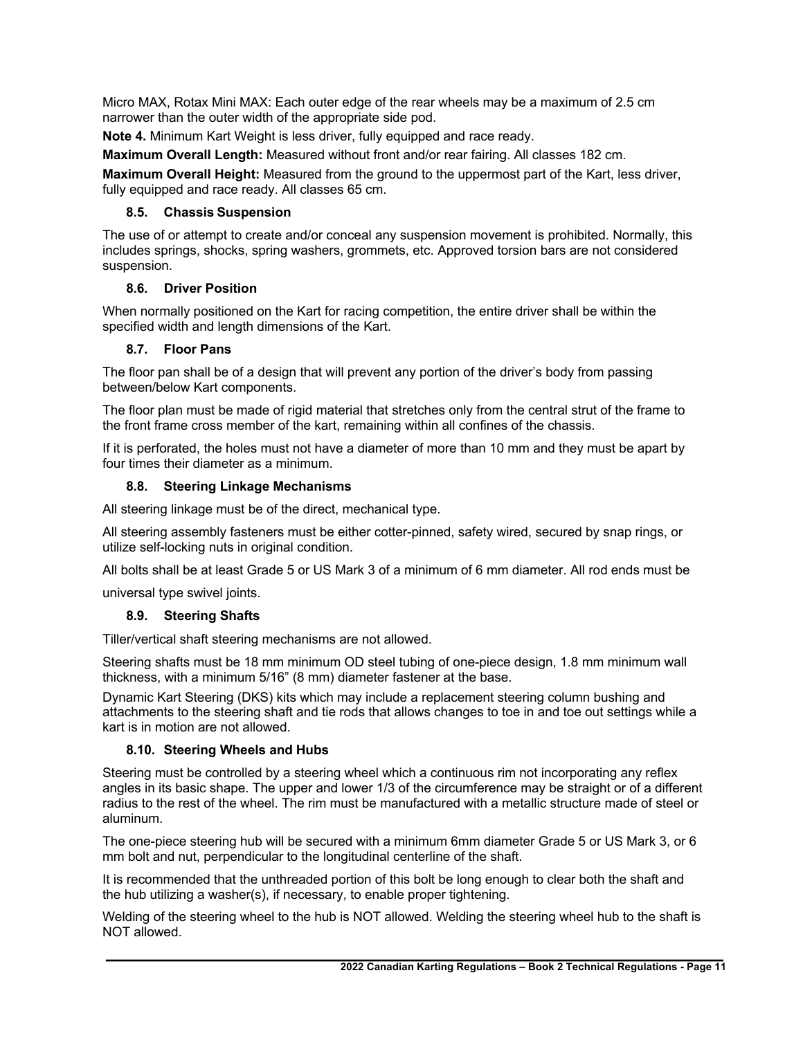Micro MAX, Rotax Mini MAX: Each outer edge of the rear wheels may be a maximum of 2.5 cm narrower than the outer width of the appropriate side pod.

**Note 4.** Minimum Kart Weight is less driver, fully equipped and race ready.

**Maximum Overall Length:** Measured without front and/or rear fairing. All classes 182 cm.

**Maximum Overall Height:** Measured from the ground to the uppermost part of the Kart, less driver, fully equipped and race ready. All classes 65 cm.

### 8.5. Chassis Suspension

The use of or attempt to create and/or conceal any suspension movement is prohibited. Normally, this includes springs, shocks, spring washers, grommets, etc. Approved torsion bars are not considered suspension.

### 8.6. Driver Position

When normally positioned on the Kart for racing competition, the entire driver shall be within the specified width and length dimensions of the Kart.

### 8.7. Floor Pans

The floor pan shall be of a design that will prevent any portion of the driver's body from passing between/below Kart components.

The floor plan must be made of rigid material that stretches only from the central strut of the frame to the front frame cross member of the kart, remaining within all confines of the chassis.

If it is perforated, the holes must not have a diameter of more than 10 mm and they must be apart by four times their diameter as a minimum.

### 8.8. Steering Linkage Mechanisms

All steering linkage must be of the direct, mechanical type.

All steering assembly fasteners must be either cotter-pinned, safety wired, secured by snap rings, or utilize self-locking nuts in original condition.

All bolts shall be at least Grade 5 or US Mark 3 of a minimum of 6 mm diameter. All rod ends must be universal type swivel joints.

### 8.9. Steering Shafts

Tiller/vertical shaft steering mechanisms are not allowed.

Steering shafts must be 18 mm minimum OD steel tubing of one-piece design, 1.8 mm minimum wall thickness, with a minimum 5/16" (8 mm) diameter fastener at the base.

Dynamic Kart Steering (DKS) kits which may include a replacement steering column bushing and attachments to the steering shaft and tie rods that allows changes to toe in and toe out settings while a kart is in motion are not allowed.

### 8.10. Steering Wheels and Hubs

Steering must be controlled by a steering wheel which a continuous rim not incorporating any reflex angles in its basic shape. The upper and lower 1/3 of the circumference may be straight or of a different radius to the rest of the wheel. The rim must be manufactured with a metallic structure made of steel or aluminum.

The one-piece steering hub will be secured with a minimum 6mm diameter Grade 5 or US Mark 3, or 6 mm bolt and nut, perpendicular to the longitudinal centerline of the shaft.

It is recommended that the unthreaded portion of this bolt be long enough to clear both the shaft and the hub utilizing a washer(s), if necessary, to enable proper tightening.

Welding of the steering wheel to the hub is NOT allowed. Welding the steering wheel hub to the shaft is NOT allowed.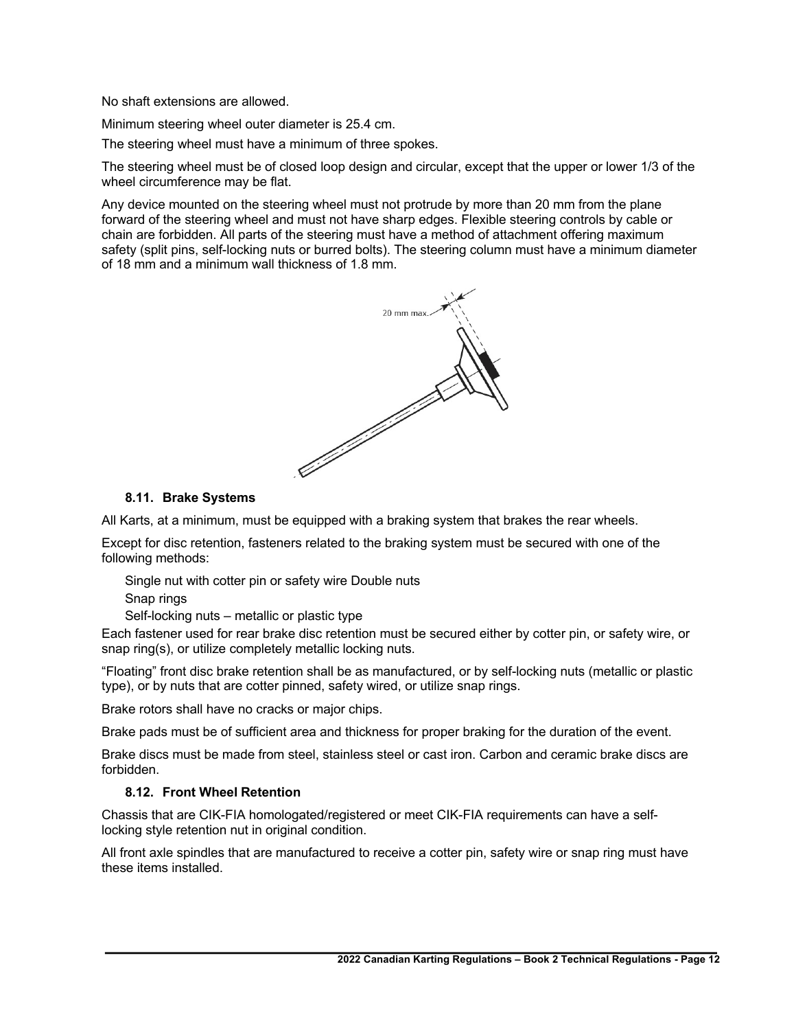No shaft extensions are allowed.

Minimum steering wheel outer diameter is 25.4 cm.

The steering wheel must have a minimum of three spokes.

The steering wheel must be of closed loop design and circular, except that the upper or lower 1/3 of the wheel circumference may be flat.

Any device mounted on the steering wheel must not protrude by more than 20 mm from the plane forward of the steering wheel and must not have sharp edges. Flexible steering controls by cable or chain are forbidden. All parts of the steering must have a method of attachment offering maximum safety (split pins, self-locking nuts or burred bolts). The steering column must have a minimum diameter of 18 mm and a minimum wall thickness of 1.8 mm.

20 mm max.

### 8.11. Brake Systems

All Karts, at a minimum, must be equipped with a braking system that brakes the rear wheels.

Except for disc retention, fasteners related to the braking system must be secured with one of the following methods:

- Single nut with cotter pin or safety wire Double nuts
- Snap rings
- Self-locking nuts – metallic or plastic type

Each fastener used for rear brake disc retention must be secured either by cotter pin, or safety wire, or snap ring(s), or utilize completely metallic locking nuts.

"Floating" front disc brake retention shall be as manufactured, or by self-locking nuts (metallic or plastic type), or by nuts that are cotter pinned, safety wired, or utilize snap rings.

Brake rotors shall have no cracks or major chips.

Brake pads must be of sufficient area and thickness for proper braking for the duration of the event.

Brake discs must be made from steel, stainless steel or cast iron. Carbon and ceramic brake discs are forbidden.

### 8.12. Front Wheel Retention

Chassis that are CIK-FIA homologated/registered or meet CIK-FIA requirements can have a self-locking style retention nut in original condition.

All front axle spindles that are manufactured to receive a cotter pin, safety wire or snap ring must have these items installed.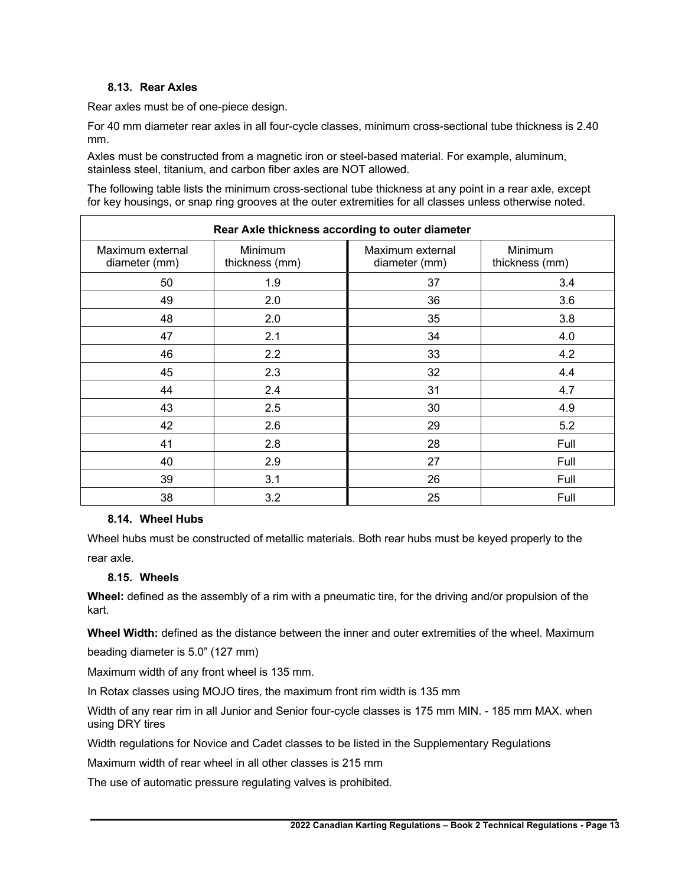### 8.13. Rear Axles

Rear axles must be of one-piece design.

For 40 mm diameter rear axles in all four-cycle classes, minimum cross-sectional tube thickness is 2.40 mm.

Axles must be constructed from a magnetic iron or steel-based material. For example, aluminum, stainless steel, titanium, and carbon fiber axles are NOT allowed.

The following table lists the minimum cross-sectional tube thickness at any point in a rear axle, except for key housings, or snap ring grooves at the outer extremities for all classes unless otherwise noted.

| Rear Axle thickness according to outer diameter | | | |
|---|---|---|---|
| Maximum external diameter (mm) | Minimum thickness (mm) | Maximum external diameter (mm) | Minimum thickness (mm) |
| 50 | 1.9 | 37 | 3.4 |
| 49 | 2.0 | 36 | 3.6 |
| 48 | 2.0 | 35 | 3.8 |
| 47 | 2.1 | 34 | 4.0 |
| 46 | 2.2 | 33 | 4.2 |
| 45 | 2.3 | 32 | 4.4 |
| 44 | 2.4 | 31 | 4.7 |
| 43 | 2.5 | 30 | 4.9 |
| 42 | 2.6 | 29 | 5.2 |
| 41 | 2.8 | 28 | Full |
| 40 | 2.9 | 27 | Full |
| 39 | 3.1 | 26 | Full |
| 38 | 3.2 | 25 | Full |

### 8.14. Wheel Hubs

Wheel hubs must be constructed of metallic materials. Both rear hubs must be keyed properly to the rear axle.

### 8.15. Wheels

**Wheel:** defined as the assembly of a rim with a pneumatic tire, for the driving and/or propulsion of the kart.

**Wheel Width:** defined as the distance between the inner and outer extremities of the wheel. Maximum beading diameter is 5.0" (127 mm)

Maximum width of any front wheel is 135 mm.

In Rotax classes using MOJO tires, the maximum front rim width is 135 mm

Width of any rear rim in all Junior and Senior four-cycle classes is 175 mm MIN. - 185 mm MAX. when using DRY tires

Width regulations for Novice and Cadet classes to be listed in the Supplementary Regulations

Maximum width of rear wheel in all other classes is 215 mm

The use of automatic pressure regulating valves is prohibited.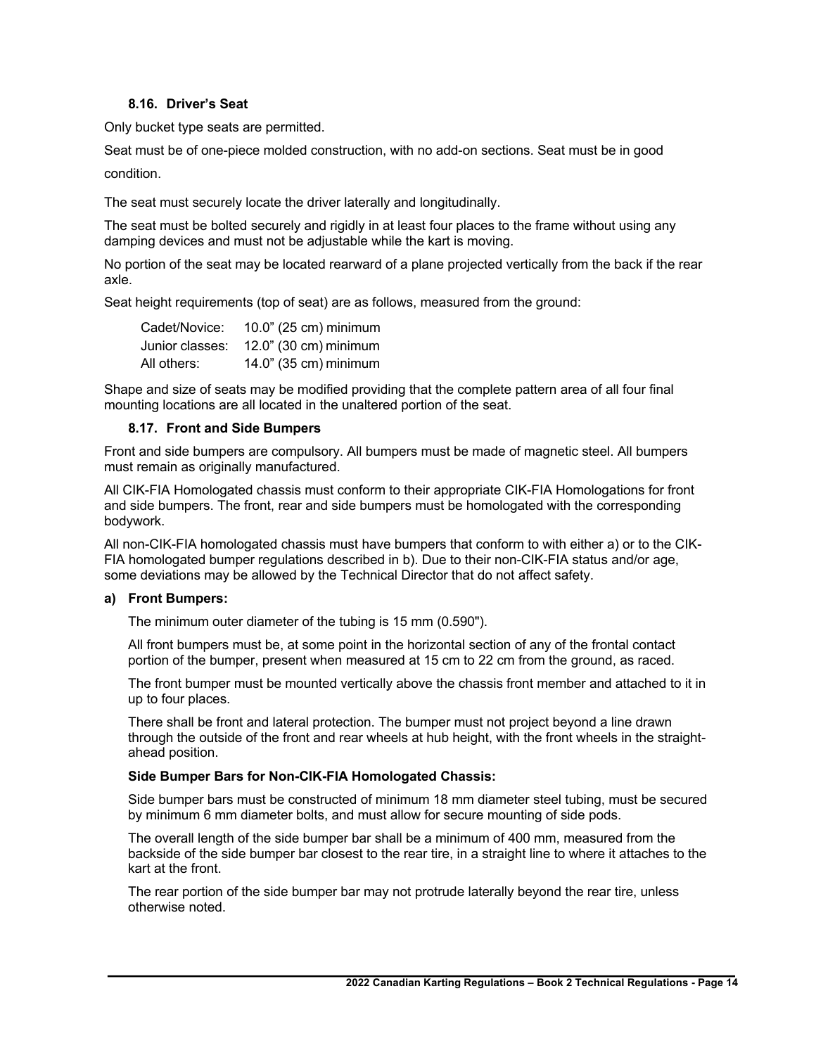### 8.16. Driver's Seat

Only bucket type seats are permitted.

Seat must be of one-piece molded construction, with no add-on sections. Seat must be in good condition.

The seat must securely locate the driver laterally and longitudinally.

The seat must be bolted securely and rigidly in at least four places to the frame without using any damping devices and must not be adjustable while the kart is moving.

No portion of the seat may be located rearward of a plane projected vertically from the back if the rear axle.

Seat height requirements (top of seat) are as follows, measured from the ground:

| | |
|---|---|
| Cadet/Novice: | 10.0" (25 cm) minimum |
| Junior classes: | 12.0" (30 cm) minimum |
| All others: | 14.0" (35 cm) minimum |

Shape and size of seats may be modified providing that the complete pattern area of all four final mounting locations are all located in the unaltered portion of the seat.

### 8.17. Front and Side Bumpers

Front and side bumpers are compulsory. All bumpers must be made of magnetic steel. All bumpers must remain as originally manufactured.

All CIK-FIA Homologated chassis must conform to their appropriate CIK-FIA Homologations for front and side bumpers. The front, rear and side bumpers must be homologated with the corresponding bodywork.

All non-CIK-FIA homologated chassis must have bumpers that conform to with either a) or to the CIK-FIA homologated bumper regulations described in b). Due to their non-CIK-FIA status and/or age, some deviations may be allowed by the Technical Director that do not affect safety.

**a) Front Bumpers:**

The minimum outer diameter of the tubing is 15 mm (0.590").

All front bumpers must be, at some point in the horizontal section of any of the frontal contact portion of the bumper, present when measured at 15 cm to 22 cm from the ground, as raced.

The front bumper must be mounted vertically above the chassis front member and attached to it in up to four places.

There shall be front and lateral protection. The bumper must not project beyond a line drawn through the outside of the front and rear wheels at hub height, with the front wheels in the straight-ahead position.

**Side Bumper Bars for Non-CIK-FIA Homologated Chassis:**

Side bumper bars must be constructed of minimum 18 mm diameter steel tubing, must be secured by minimum 6 mm diameter bolts, and must allow for secure mounting of side pods.

The overall length of the side bumper bar shall be a minimum of 400 mm, measured from the backside of the side bumper bar closest to the rear tire, in a straight line to where it attaches to the kart at the front.

The rear portion of the side bumper bar may not protrude laterally beyond the rear tire, unless otherwise noted.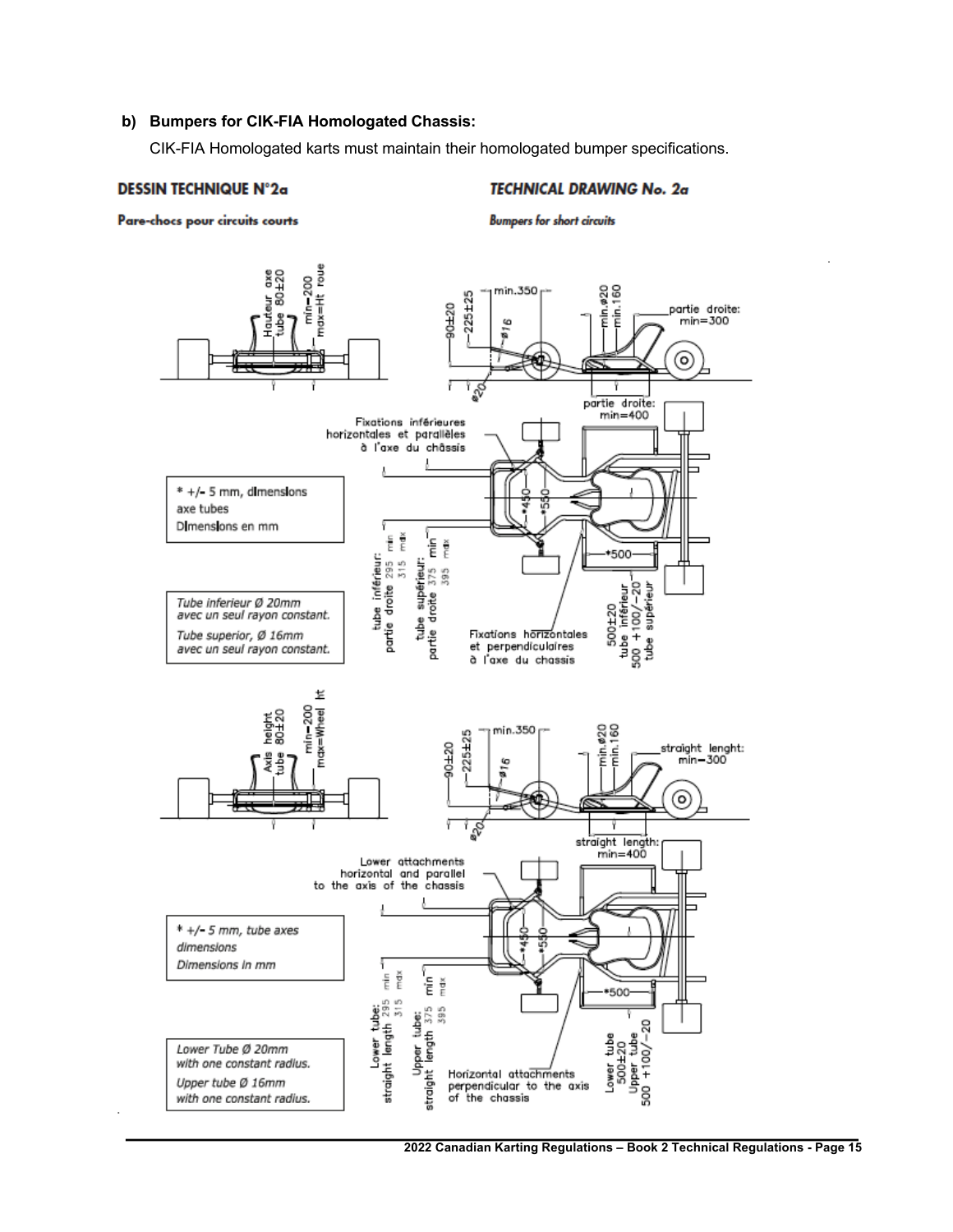**b) Bumpers for CIK-FIA Homologated Chassis:**

CIK-FIA Homologated karts must maintain their homologated bumper specifications.

**DESSIN TECHNIQUE N°2a**

**Pare-chocs pour circuits courts**

**TECHNICAL DRAWING No. 2a**

**Bumpers for short circuits**

Hauteur axe tube 80±20

min=200 max=Ht roue

90±20

225±25

min.350

ø16

ø20

min.ø20

min.160

partie droite: min=300

partie droite: min=400

Fixations inférieures horizontales et parallèles à l'axe du châssis

\* +/- 5 mm, dimensions axe tubes

Dimensions en mm

\*450

\*550

\*500

tube inférieur: partie droite 295 min 315 max

tube supérieur: partie droite 375 min 395 max

*Tube inferieur Ø 20mm avec un seul rayon constant.*

*Tube superior, Ø 16mm avec un seul rayon constant.*

Fixations horizontales et perpendiculaires à l'axe du chassis

500±20 tube inférieur

500 +100/−20 tube supérieur

Axis height tube 80±20

min=200 max=Wheel ht

90±20

225±25

min.350

ø16

ø20

min.ø20

min.160

straight lenght: min=300

straight length: min=400

Lower attachments horizontal and parallel to the axis of the chassis

*\* +/- 5 mm, tube axes dimensions*

*Dimensions in mm*

\*450

\*550

\*500

Lower tube: straight length 295 min 315 max

Upper tube: straight length 375 min 395 max

*Lower Tube Ø 20mm with one constant radius.*

*Upper tube Ø 16mm with one constant radius.*

Horizontal attachments perpendicular to the axis of the chassis

Lower tube 500±20

Upper tube 500 +100/−20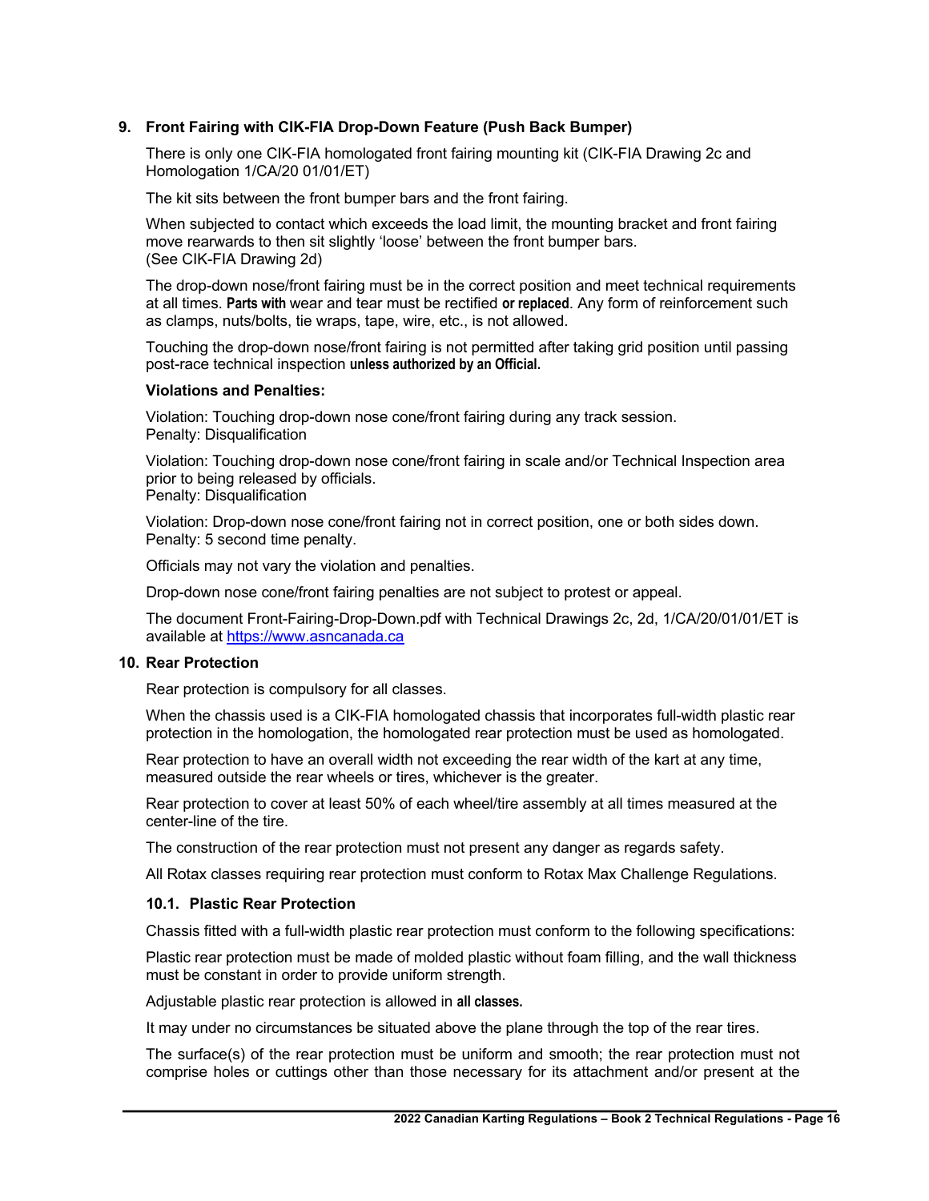## 9. Front Fairing with CIK-FIA Drop-Down Feature (Push Back Bumper)

There is only one CIK-FIA homologated front fairing mounting kit (CIK-FIA Drawing 2c and Homologation 1/CA/20 01/01/ET)

The kit sits between the front bumper bars and the front fairing.

When subjected to contact which exceeds the load limit, the mounting bracket and front fairing move rearwards to then sit slightly 'loose' between the front bumper bars. (See CIK-FIA Drawing 2d)

The drop-down nose/front fairing must be in the correct position and meet technical requirements at all times. **Parts with** wear and tear must be rectified **or replaced**. Any form of reinforcement such as clamps, nuts/bolts, tie wraps, tape, wire, etc., is not allowed.

Touching the drop-down nose/front fairing is not permitted after taking grid position until passing post-race technical inspection **unless authorized by an Official.**

**Violations and Penalties:**

Violation: Touching drop-down nose cone/front fairing during any track session.
Penalty: Disqualification

Violation: Touching drop-down nose cone/front fairing in scale and/or Technical Inspection area prior to being released by officials.
Penalty: Disqualification

Violation: Drop-down nose cone/front fairing not in correct position, one or both sides down.
Penalty: 5 second time penalty.

Officials may not vary the violation and penalties.

Drop-down nose cone/front fairing penalties are not subject to protest or appeal.

The document Front-Fairing-Drop-Down.pdf with Technical Drawings 2c, 2d, 1/CA/20/01/01/ET is available at https://www.asncanada.ca

## 10. Rear Protection

Rear protection is compulsory for all classes.

When the chassis used is a CIK-FIA homologated chassis that incorporates full-width plastic rear protection in the homologation, the homologated rear protection must be used as homologated.

Rear protection to have an overall width not exceeding the rear width of the kart at any time, measured outside the rear wheels or tires, whichever is the greater.

Rear protection to cover at least 50% of each wheel/tire assembly at all times measured at the center-line of the tire.

The construction of the rear protection must not present any danger as regards safety.

All Rotax classes requiring rear protection must conform to Rotax Max Challenge Regulations.

### 10.1. Plastic Rear Protection

Chassis fitted with a full-width plastic rear protection must conform to the following specifications:

Plastic rear protection must be made of molded plastic without foam filling, and the wall thickness must be constant in order to provide uniform strength.

Adjustable plastic rear protection is allowed in **all classes.**

It may under no circumstances be situated above the plane through the top of the rear tires.

The surface(s) of the rear protection must be uniform and smooth; the rear protection must not comprise holes or cuttings other than those necessary for its attachment and/or present at the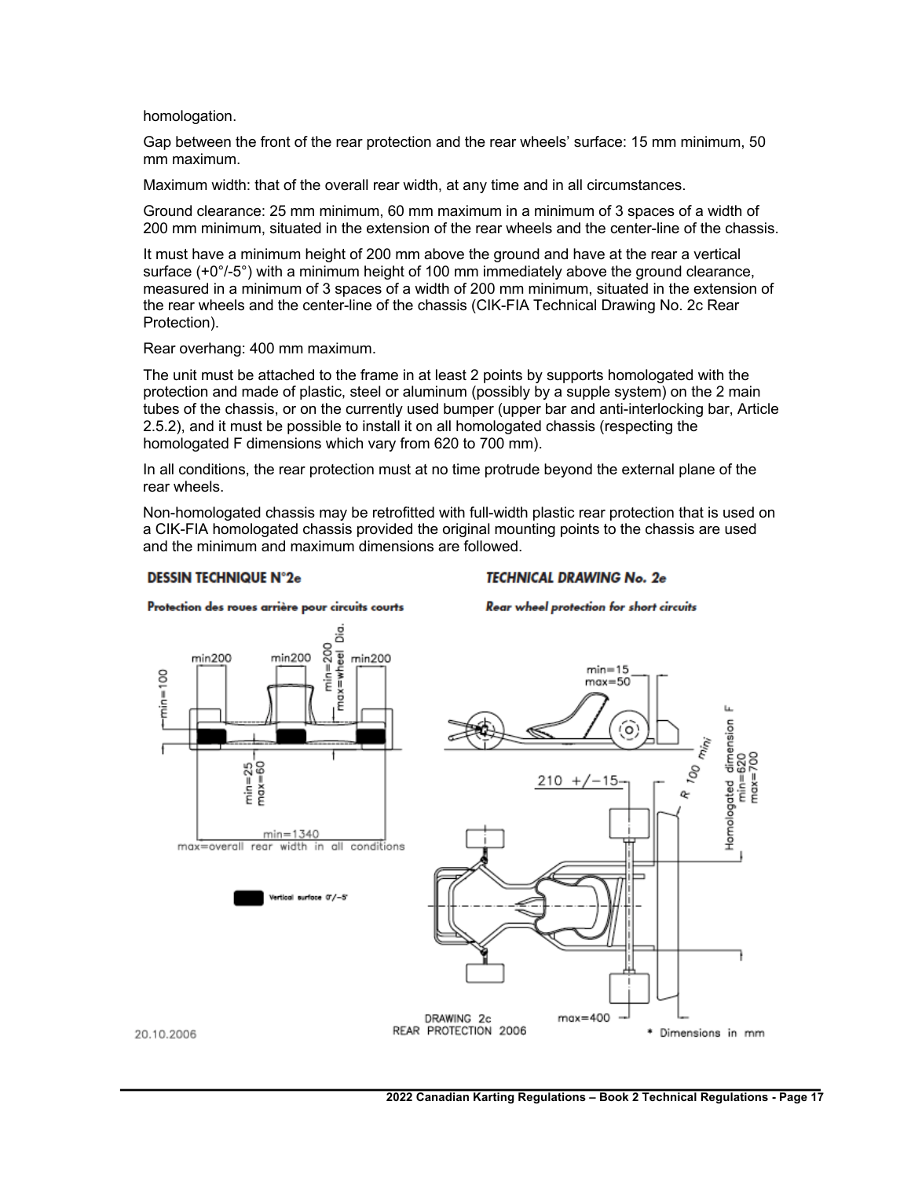homologation.

Gap between the front of the rear protection and the rear wheels' surface: 15 mm minimum, 50 mm maximum.

Maximum width: that of the overall rear width, at any time and in all circumstances.

Ground clearance: 25 mm minimum, 60 mm maximum in a minimum of 3 spaces of a width of 200 mm minimum, situated in the extension of the rear wheels and the center-line of the chassis.

It must have a minimum height of 200 mm above the ground and have at the rear a vertical surface (+0°/-5°) with a minimum height of 100 mm immediately above the ground clearance, measured in a minimum of 3 spaces of a width of 200 mm minimum, situated in the extension of the rear wheels and the center-line of the chassis (CIK-FIA Technical Drawing No. 2c Rear Protection).

Rear overhang: 400 mm maximum.

The unit must be attached to the frame in at least 2 points by supports homologated with the protection and made of plastic, steel or aluminum (possibly by a supple system) on the 2 main tubes of the chassis, or on the currently used bumper (upper bar and anti-interlocking bar, Article 2.5.2), and it must be possible to install it on all homologated chassis (respecting the homologated F dimensions which vary from 620 to 700 mm).

In all conditions, the rear protection must at no time protrude beyond the external plane of the rear wheels.

Non-homologated chassis may be retrofitted with full-width plastic rear protection that is used on a CIK-FIA homologated chassis provided the original mounting points to the chassis are used and the minimum and maximum dimensions are followed.

**DESSIN TECHNIQUE N°2e** | **TECHNICAL DRAWING No. 2e**

**Protection des roues arrière pour circuits courts** | **Rear wheel protection for short circuits**

min200 | min200 | min200 | min=100 | min=200 max=wheel Dia. | min=25 max=60 | min=1340 max=overall rear width in all conditions

Vertical surface 0°/-5°

min=15 max=50 | 210 +/-15 | R 100 mini | Homologated dimension F min=620 max=700 | max=400

DRAWING 2c
REAR PROTECTION 2006

\* Dimensions in mm

20.10.2006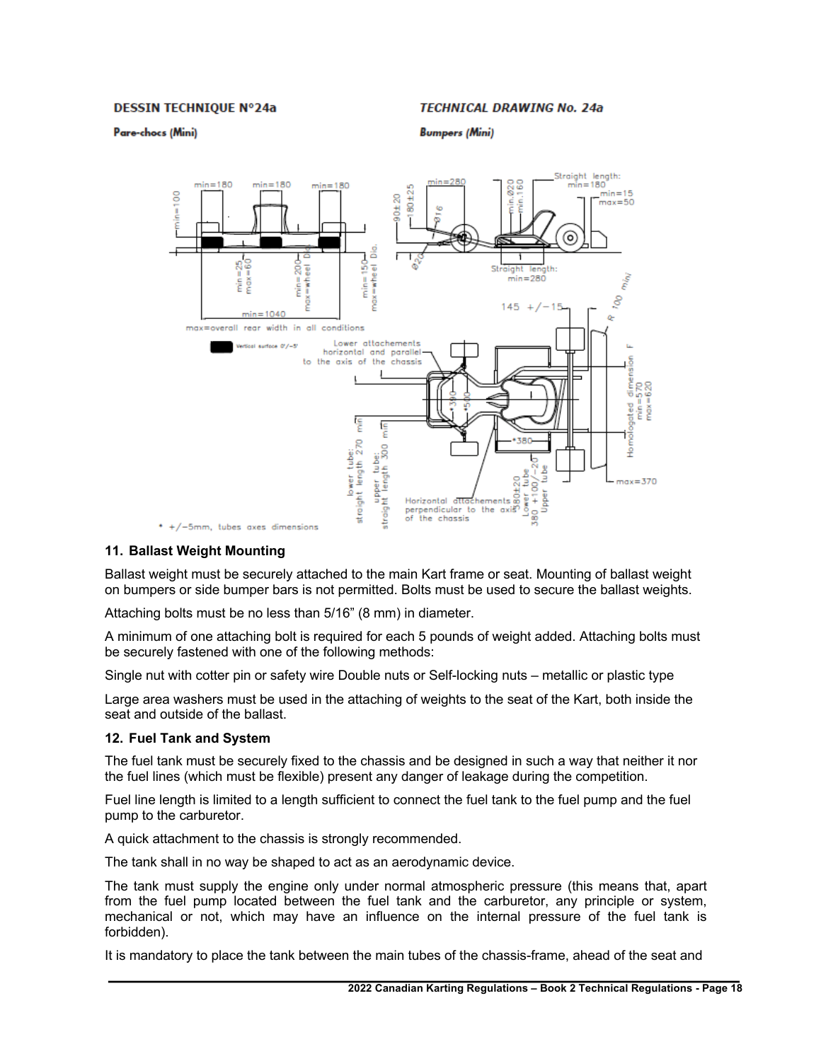**DESSIN TECHNIQUE N°24a** **TECHNICAL DRAWING No. 24a**

**Pare-chocs (Mini)** **Bumpers (Mini)**

### 11. Ballast Weight Mounting

Ballast weight must be securely attached to the main Kart frame or seat. Mounting of ballast weight on bumpers or side bumper bars is not permitted. Bolts must be used to secure the ballast weights.

Attaching bolts must be no less than 5/16" (8 mm) in diameter.

A minimum of one attaching bolt is required for each 5 pounds of weight added. Attaching bolts must be securely fastened with one of the following methods:

Single nut with cotter pin or safety wire Double nuts or Self-locking nuts – metallic or plastic type

Large area washers must be used in the attaching of weights to the seat of the Kart, both inside the seat and outside of the ballast.

### 12. Fuel Tank and System

The fuel tank must be securely fixed to the chassis and be designed in such a way that neither it nor the fuel lines (which must be flexible) present any danger of leakage during the competition.

Fuel line length is limited to a length sufficient to connect the fuel tank to the fuel pump and the fuel pump to the carburetor.

A quick attachment to the chassis is strongly recommended.

The tank shall in no way be shaped to act as an aerodynamic device.

The tank must supply the engine only under normal atmospheric pressure (this means that, apart from the fuel pump located between the fuel tank and the carburetor, any principle or system, mechanical or not, which may have an influence on the internal pressure of the fuel tank is forbidden).

It is mandatory to place the tank between the main tubes of the chassis-frame, ahead of the seat and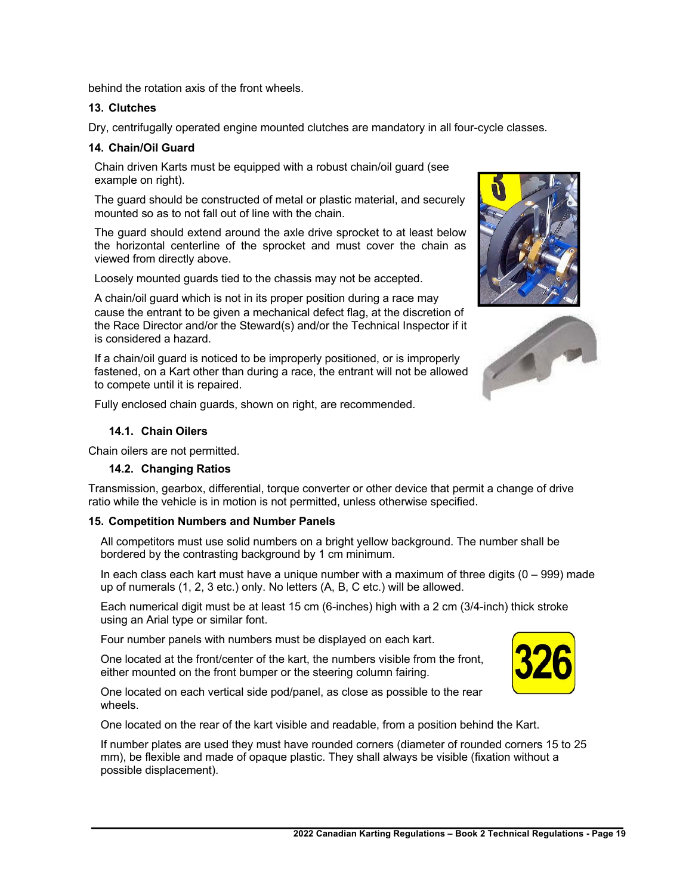behind the rotation axis of the front wheels.

### 13. Clutches

Dry, centrifugally operated engine mounted clutches are mandatory in all four-cycle classes.

### 14. Chain/Oil Guard

Chain driven Karts must be equipped with a robust chain/oil guard (see example on right).

The guard should be constructed of metal or plastic material, and securely mounted so as to not fall out of line with the chain.

The guard should extend around the axle drive sprocket to at least below the horizontal centerline of the sprocket and must cover the chain as viewed from directly above.

Loosely mounted guards tied to the chassis may not be accepted.

A chain/oil guard which is not in its proper position during a race may cause the entrant to be given a mechanical defect flag, at the discretion of the Race Director and/or the Steward(s) and/or the Technical Inspector if it is considered a hazard.

If a chain/oil guard is noticed to be improperly positioned, or is improperly fastened, on a Kart other than during a race, the entrant will not be allowed to compete until it is repaired.

Fully enclosed chain guards, shown on right, are recommended.

#### 14.1. Chain Oilers

Chain oilers are not permitted.

#### 14.2. Changing Ratios

Transmission, gearbox, differential, torque converter or other device that permit a change of drive ratio while the vehicle is in motion is not permitted, unless otherwise specified.

### 15. Competition Numbers and Number Panels

All competitors must use solid numbers on a bright yellow background. The number shall be bordered by the contrasting background by 1 cm minimum.

In each class each kart must have a unique number with a maximum of three digits (0 – 999) made up of numerals (1, 2, 3 etc.) only. No letters (A, B, C etc.) will be allowed.

Each numerical digit must be at least 15 cm (6-inches) high with a 2 cm (3/4-inch) thick stroke using an Arial type or similar font.

Four number panels with numbers must be displayed on each kart.

One located at the front/center of the kart, the numbers visible from the front, either mounted on the front bumper or the steering column fairing.

One located on each vertical side pod/panel, as close as possible to the rear wheels.

One located on the rear of the kart visible and readable, from a position behind the Kart.

If number plates are used they must have rounded corners (diameter of rounded corners 15 to 25 mm), be flexible and made of opaque plastic. They shall always be visible (fixation without a possible displacement).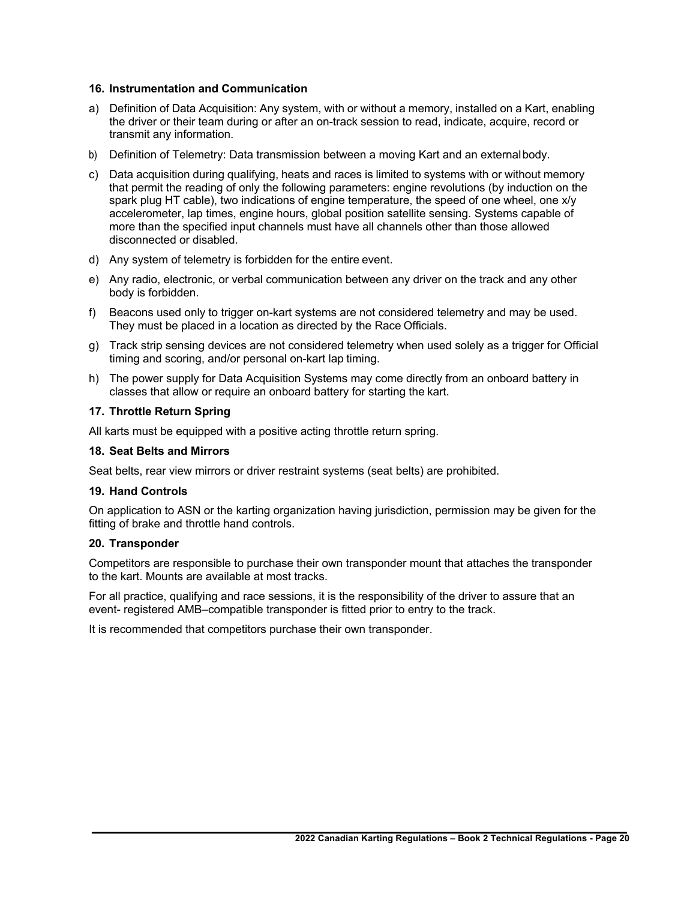### 16. Instrumentation and Communication

a) Definition of Data Acquisition: Any system, with or without a memory, installed on a Kart, enabling the driver or their team during or after an on-track session to read, indicate, acquire, record or transmit any information.

b) Definition of Telemetry: Data transmission between a moving Kart and an external body.

c) Data acquisition during qualifying, heats and races is limited to systems with or without memory that permit the reading of only the following parameters: engine revolutions (by induction on the spark plug HT cable), two indications of engine temperature, the speed of one wheel, one x/y accelerometer, lap times, engine hours, global position satellite sensing. Systems capable of more than the specified input channels must have all channels other than those allowed disconnected or disabled.

d) Any system of telemetry is forbidden for the entire event.

e) Any radio, electronic, or verbal communication between any driver on the track and any other body is forbidden.

f) Beacons used only to trigger on-kart systems are not considered telemetry and may be used. They must be placed in a location as directed by the Race Officials.

g) Track strip sensing devices are not considered telemetry when used solely as a trigger for Official timing and scoring, and/or personal on-kart lap timing.

h) The power supply for Data Acquisition Systems may come directly from an onboard battery in classes that allow or require an onboard battery for starting the kart.

### 17. Throttle Return Spring

All karts must be equipped with a positive acting throttle return spring.

### 18. Seat Belts and Mirrors

Seat belts, rear view mirrors or driver restraint systems (seat belts) are prohibited.

### 19. Hand Controls

On application to ASN or the karting organization having jurisdiction, permission may be given for the fitting of brake and throttle hand controls.

### 20. Transponder

Competitors are responsible to purchase their own transponder mount that attaches the transponder to the kart. Mounts are available at most tracks.

For all practice, qualifying and race sessions, it is the responsibility of the driver to assure that an event- registered AMB–compatible transponder is fitted prior to entry to the track.

It is recommended that competitors purchase their own transponder.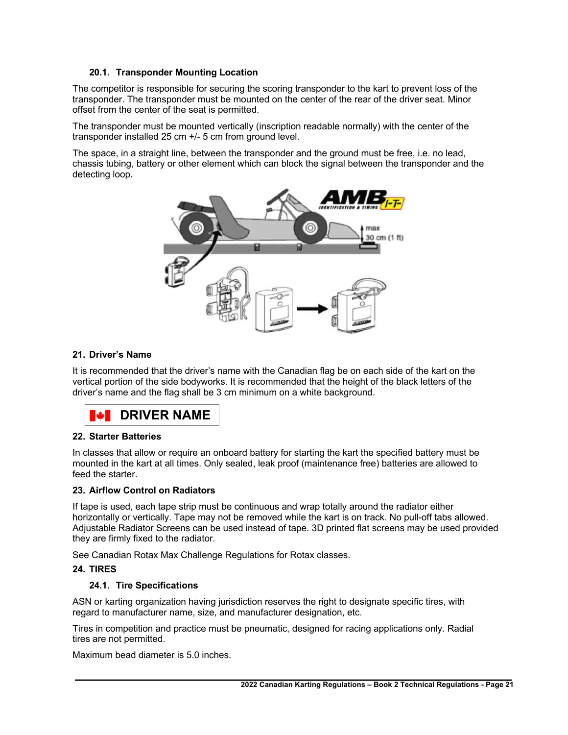### 20.1. Transponder Mounting Location

The competitor is responsible for securing the scoring transponder to the kart to prevent loss of the transponder. The transponder must be mounted on the center of the rear of the driver seat. Minor offset from the center of the seat is permitted.

The transponder must be mounted vertically (inscription readable normally) with the center of the transponder installed 25 cm +/- 5 cm from ground level.

The space, in a straight line, between the transponder and the ground must be free, i.e. no lead, chassis tubing, battery or other element which can block the signal between the transponder and the detecting loop.

## 21. Driver's Name

It is recommended that the driver's name with the Canadian flag be on each side of the kart on the vertical portion of the side bodyworks. It is recommended that the height of the black letters of the driver's name and the flag shall be 3 cm minimum on a white background.

**DRIVER NAME**

## 22. Starter Batteries

In classes that allow or require an onboard battery for starting the kart the specified battery must be mounted in the kart at all times. Only sealed, leak proof (maintenance free) batteries are allowed to feed the starter.

## 23. Airflow Control on Radiators

If tape is used, each tape strip must be continuous and wrap totally around the radiator either horizontally or vertically. Tape may not be removed while the kart is on track. No pull-off tabs allowed. Adjustable Radiator Screens can be used instead of tape. 3D printed flat screens may be used provided they are firmly fixed to the radiator.

See Canadian Rotax Max Challenge Regulations for Rotax classes.

## 24. TIRES

### 24.1. Tire Specifications

ASN or karting organization having jurisdiction reserves the right to designate specific tires, with regard to manufacturer name, size, and manufacturer designation, etc.

Tires in competition and practice must be pneumatic, designed for racing applications only. Radial tires are not permitted.

Maximum bead diameter is 5.0 inches.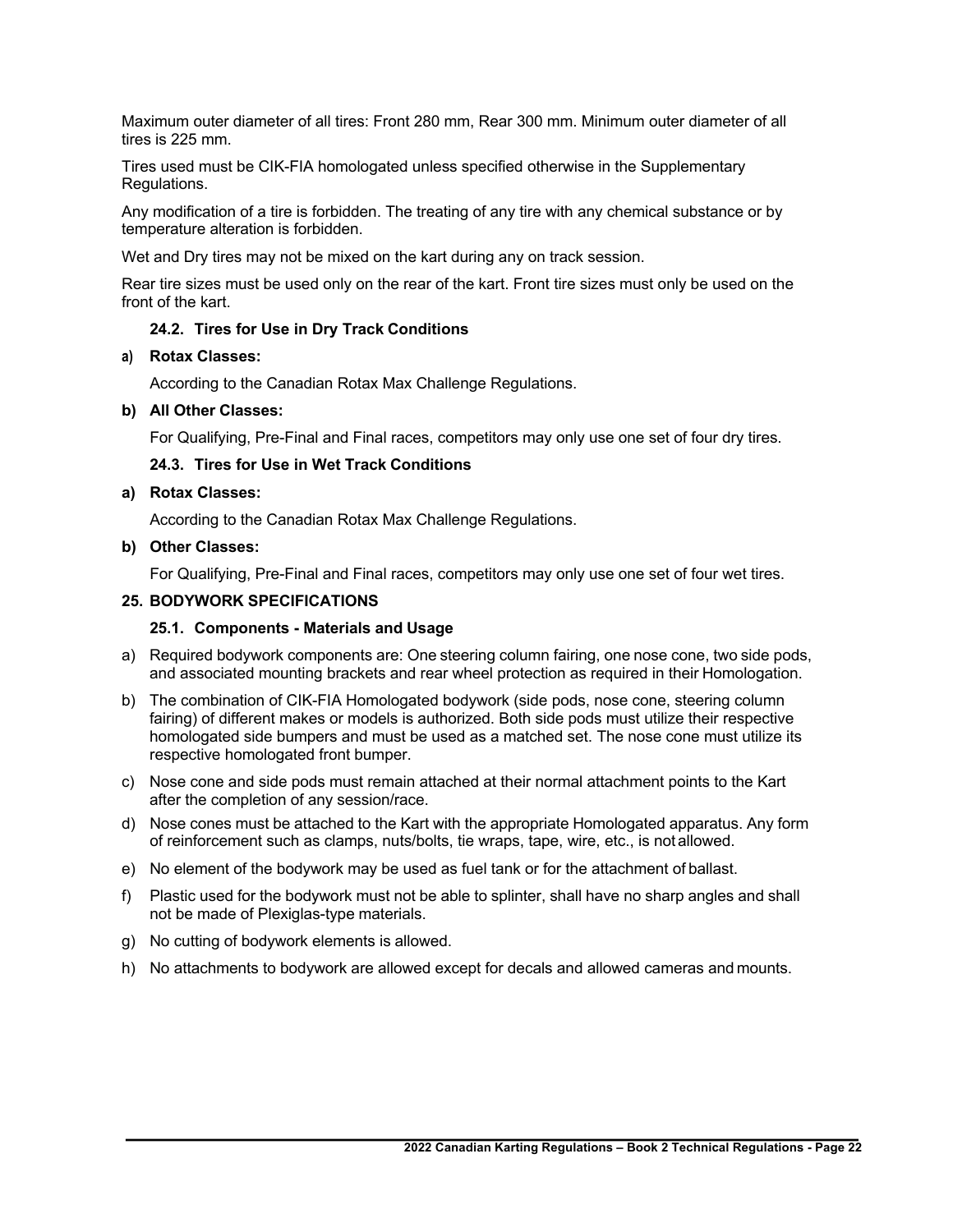Maximum outer diameter of all tires: Front 280 mm, Rear 300 mm. Minimum outer diameter of all tires is 225 mm.

Tires used must be CIK-FIA homologated unless specified otherwise in the Supplementary Regulations.

Any modification of a tire is forbidden. The treating of any tire with any chemical substance or by temperature alteration is forbidden.

Wet and Dry tires may not be mixed on the kart during any on track session.

Rear tire sizes must be used only on the rear of the kart. Front tire sizes must only be used on the front of the kart.

### 24.2. Tires for Use in Dry Track Conditions

**a) Rotax Classes:**

According to the Canadian Rotax Max Challenge Regulations.

**b) All Other Classes:**

For Qualifying, Pre-Final and Final races, competitors may only use one set of four dry tires.

### 24.3. Tires for Use in Wet Track Conditions

**a) Rotax Classes:**

According to the Canadian Rotax Max Challenge Regulations.

**b) Other Classes:**

For Qualifying, Pre-Final and Final races, competitors may only use one set of four wet tires.

## 25. BODYWORK SPECIFICATIONS

### 25.1. Components - Materials and Usage

a) Required bodywork components are: One steering column fairing, one nose cone, two side pods, and associated mounting brackets and rear wheel protection as required in their Homologation.

b) The combination of CIK-FIA Homologated bodywork (side pods, nose cone, steering column fairing) of different makes or models is authorized. Both side pods must utilize their respective homologated side bumpers and must be used as a matched set. The nose cone must utilize its respective homologated front bumper.

c) Nose cone and side pods must remain attached at their normal attachment points to the Kart after the completion of any session/race.

d) Nose cones must be attached to the Kart with the appropriate Homologated apparatus. Any form of reinforcement such as clamps, nuts/bolts, tie wraps, tape, wire, etc., is not allowed.

e) No element of the bodywork may be used as fuel tank or for the attachment of ballast.

f) Plastic used for the bodywork must not be able to splinter, shall have no sharp angles and shall not be made of Plexiglas-type materials.

g) No cutting of bodywork elements is allowed.

h) No attachments to bodywork are allowed except for decals and allowed cameras and mounts.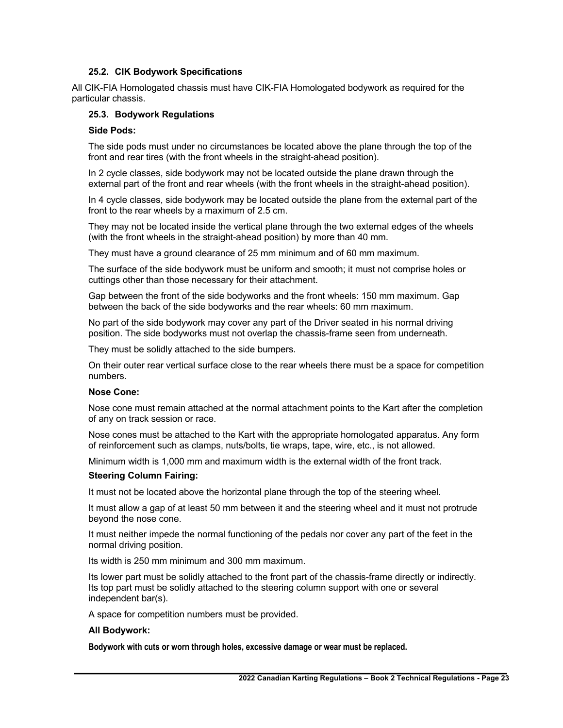### 25.2. CIK Bodywork Specifications

All CIK-FIA Homologated chassis must have CIK-FIA Homologated bodywork as required for the particular chassis.

### 25.3. Bodywork Regulations

**Side Pods:**

The side pods must under no circumstances be located above the plane through the top of the front and rear tires (with the front wheels in the straight-ahead position).

In 2 cycle classes, side bodywork may not be located outside the plane drawn through the external part of the front and rear wheels (with the front wheels in the straight-ahead position).

In 4 cycle classes, side bodywork may be located outside the plane from the external part of the front to the rear wheels by a maximum of 2.5 cm.

They may not be located inside the vertical plane through the two external edges of the wheels (with the front wheels in the straight-ahead position) by more than 40 mm.

They must have a ground clearance of 25 mm minimum and of 60 mm maximum.

The surface of the side bodywork must be uniform and smooth; it must not comprise holes or cuttings other than those necessary for their attachment.

Gap between the front of the side bodyworks and the front wheels: 150 mm maximum. Gap between the back of the side bodyworks and the rear wheels: 60 mm maximum.

No part of the side bodywork may cover any part of the Driver seated in his normal driving position. The side bodyworks must not overlap the chassis-frame seen from underneath.

They must be solidly attached to the side bumpers.

On their outer rear vertical surface close to the rear wheels there must be a space for competition numbers.

**Nose Cone:**

Nose cone must remain attached at the normal attachment points to the Kart after the completion of any on track session or race.

Nose cones must be attached to the Kart with the appropriate homologated apparatus. Any form of reinforcement such as clamps, nuts/bolts, tie wraps, tape, wire, etc., is not allowed.

Minimum width is 1,000 mm and maximum width is the external width of the front track.

**Steering Column Fairing:**

It must not be located above the horizontal plane through the top of the steering wheel.

It must allow a gap of at least 50 mm between it and the steering wheel and it must not protrude beyond the nose cone.

It must neither impede the normal functioning of the pedals nor cover any part of the feet in the normal driving position.

Its width is 250 mm minimum and 300 mm maximum.

Its lower part must be solidly attached to the front part of the chassis-frame directly or indirectly. Its top part must be solidly attached to the steering column support with one or several independent bar(s).

A space for competition numbers must be provided.

**All Bodywork:**

**Bodywork with cuts or worn through holes, excessive damage or wear must be replaced.**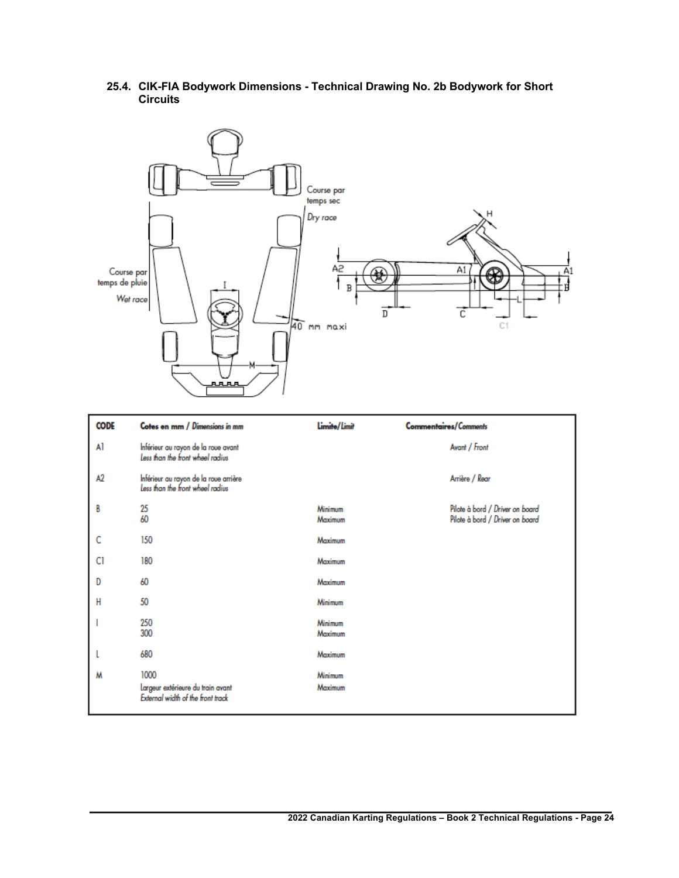## 25.4. CIK-FIA Bodywork Dimensions - Technical Drawing No. 2b Bodywork for Short Circuits

| CODE | Cotes en mm / *Dimensions in mm* | Limite/*Limit* | Commentaires/*Comments* |
|---|---|---|---|
| A1 | Inférieur au rayon de la roue avant<br>*Less than the front wheel radius* | | Avant / *Front* |
| A2 | Inférieur au rayon de la roue arrière<br>*Less than the front wheel radius* | | Arrière / *Rear* |
| B | 25<br>60 | Minimum<br>Maximum | Pilote à bord / *Driver on board*<br>Pilote à bord / *Driver on board* |
| C | 150 | Maximum | |
| C1 | 180 | Maximum | |
| D | 60 | Maximum | |
| H | 50 | Minimum | |
| I | 250<br>300 | Minimum<br>Maximum | |
| L | 680 | Maximum | |
| M | 1000<br>Largeur extérieure du train avant<br>*External width of the front track* | Minimum<br>Maximum | |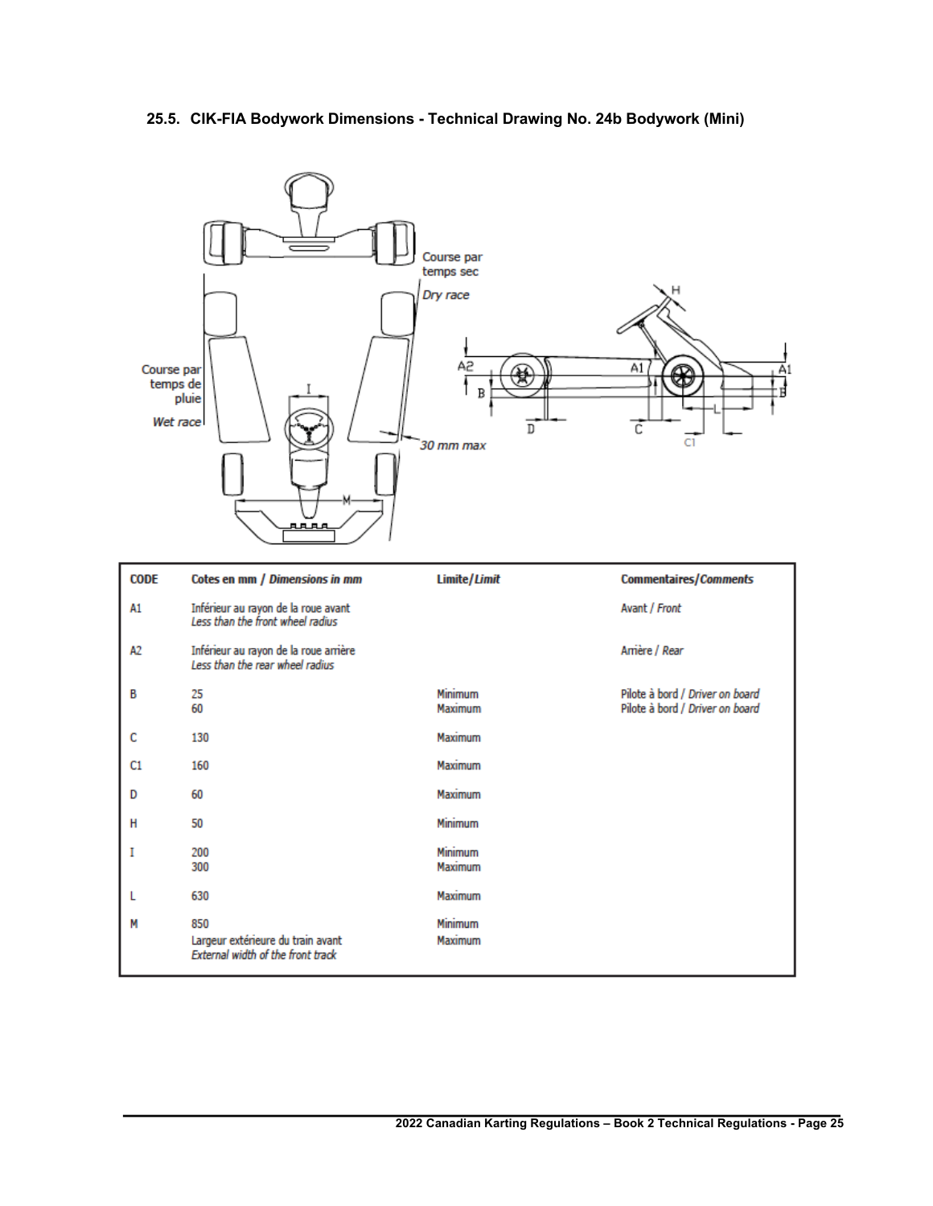## 25.5. CIK-FIA Bodywork Dimensions - Technical Drawing No. 24b Bodywork (Mini)

Course par temps sec
*Dry race*

Course par temps de pluie
*Wet race*

*30 mm max*

| CODE | Cotes en mm / *Dimensions in mm* | Limite/*Limit* | Commentaires/*Comments* |
|---|---|---|---|
| A1 | Inférieur au rayon de la roue avant<br>*Less than the front wheel radius* | | Avant / *Front* |
| A2 | Inférieur au rayon de la roue arrière<br>*Less than the rear wheel radius* | | Arrière / *Rear* |
| B | 25<br>60 | Minimum<br>Maximum | Pilote à bord / *Driver on board*<br>Pilote à bord / *Driver on board* |
| C | 130 | Maximum | |
| C1 | 160 | Maximum | |
| D | 60 | Maximum | |
| H | 50 | Minimum | |
| I | 200<br>300 | Minimum<br>Maximum | |
| L | 630 | Maximum | |
| M | 850<br>Largeur extérieure du train avant<br>*External width of the front track* | Minimum<br>Maximum | |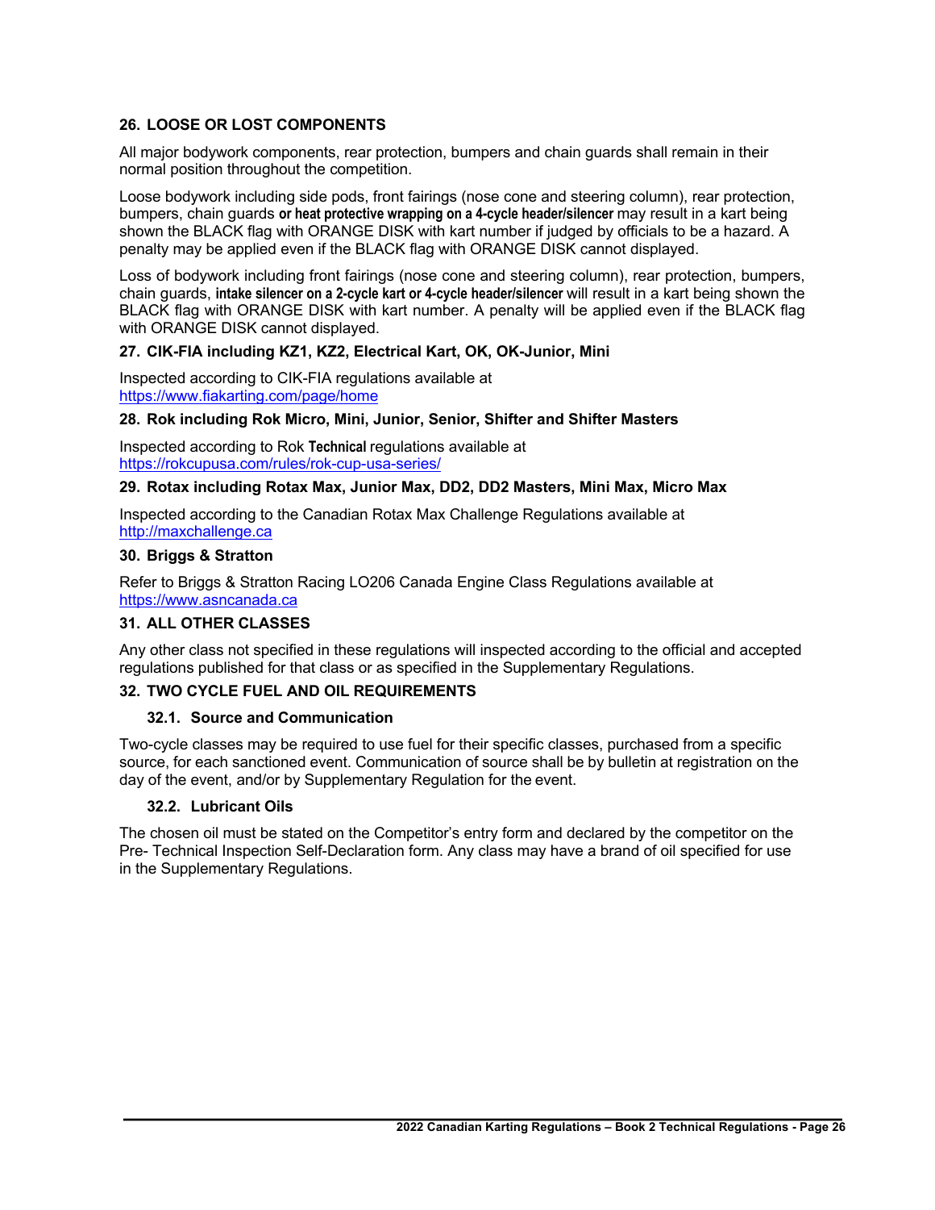## 26. LOOSE OR LOST COMPONENTS

All major bodywork components, rear protection, bumpers and chain guards shall remain in their normal position throughout the competition.

Loose bodywork including side pods, front fairings (nose cone and steering column), rear protection, bumpers, chain guards **or heat protective wrapping on a 4-cycle header/silencer** may result in a kart being shown the BLACK flag with ORANGE DISK with kart number if judged by officials to be a hazard. A penalty may be applied even if the BLACK flag with ORANGE DISK cannot displayed.

Loss of bodywork including front fairings (nose cone and steering column), rear protection, bumpers, chain guards, **intake silencer on a 2-cycle kart or 4-cycle header/silencer** will result in a kart being shown the BLACK flag with ORANGE DISK with kart number. A penalty will be applied even if the BLACK flag with ORANGE DISK cannot displayed.

## 27. CIK-FIA including KZ1, KZ2, Electrical Kart, OK, OK-Junior, Mini

Inspected according to CIK-FIA regulations available at
https://www.fiakarting.com/page/home

## 28. Rok including Rok Micro, Mini, Junior, Senior, Shifter and Shifter Masters

Inspected according to Rok **Technical** regulations available at
https://rokcupusa.com/rules/rok-cup-usa-series/

## 29. Rotax including Rotax Max, Junior Max, DD2, DD2 Masters, Mini Max, Micro Max

Inspected according to the Canadian Rotax Max Challenge Regulations available at
http://maxchallenge.ca

## 30. Briggs & Stratton

Refer to Briggs & Stratton Racing LO206 Canada Engine Class Regulations available at
https://www.asncanada.ca

## 31. ALL OTHER CLASSES

Any other class not specified in these regulations will inspected according to the official and accepted regulations published for that class or as specified in the Supplementary Regulations.

## 32. TWO CYCLE FUEL AND OIL REQUIREMENTS

### 32.1. Source and Communication

Two-cycle classes may be required to use fuel for their specific classes, purchased from a specific source, for each sanctioned event. Communication of source shall be by bulletin at registration on the day of the event, and/or by Supplementary Regulation for the event.

### 32.2. Lubricant Oils

The chosen oil must be stated on the Competitor's entry form and declared by the competitor on the Pre- Technical Inspection Self-Declaration form. Any class may have a brand of oil specified for use in the Supplementary Regulations.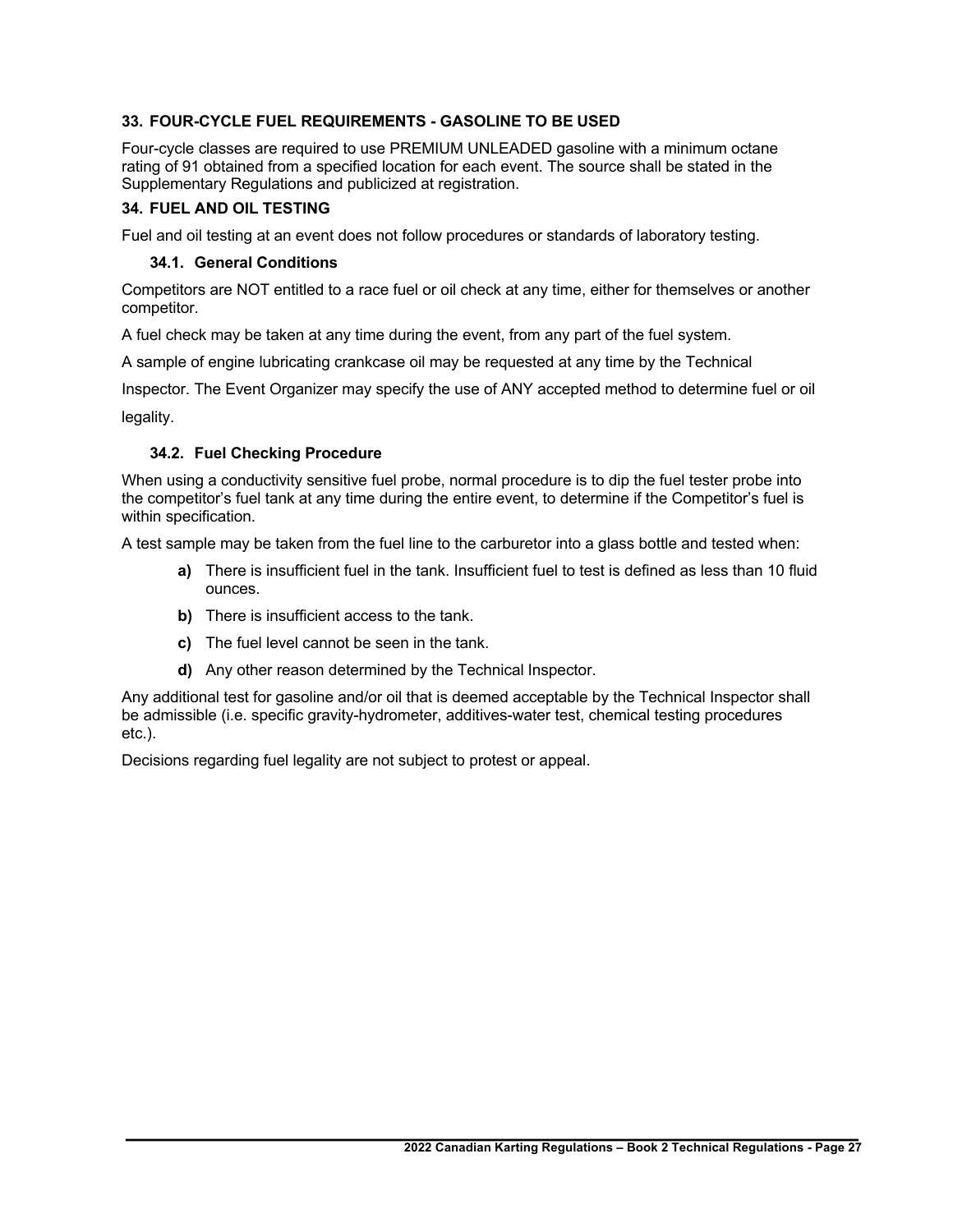## 33. FOUR-CYCLE FUEL REQUIREMENTS - GASOLINE TO BE USED

Four-cycle classes are required to use PREMIUM UNLEADED gasoline with a minimum octane rating of 91 obtained from a specified location for each event. The source shall be stated in the Supplementary Regulations and publicized at registration.

## 34. FUEL AND OIL TESTING

Fuel and oil testing at an event does not follow procedures or standards of laboratory testing.

### 34.1. General Conditions

Competitors are NOT entitled to a race fuel or oil check at any time, either for themselves or another competitor.

A fuel check may be taken at any time during the event, from any part of the fuel system.

A sample of engine lubricating crankcase oil may be requested at any time by the Technical Inspector. The Event Organizer may specify the use of ANY accepted method to determine fuel or oil legality.

### 34.2. Fuel Checking Procedure

When using a conductivity sensitive fuel probe, normal procedure is to dip the fuel tester probe into the competitor's fuel tank at any time during the entire event, to determine if the Competitor's fuel is within specification.

A test sample may be taken from the fuel line to the carburetor into a glass bottle and tested when:

- **a)** There is insufficient fuel in the tank. Insufficient fuel to test is defined as less than 10 fluid ounces.
- **b)** There is insufficient access to the tank.
- **c)** The fuel level cannot be seen in the tank.
- **d)** Any other reason determined by the Technical Inspector.

Any additional test for gasoline and/or oil that is deemed acceptable by the Technical Inspector shall be admissible (i.e. specific gravity-hydrometer, additives-water test, chemical testing procedures etc.).

Decisions regarding fuel legality are not subject to protest or appeal.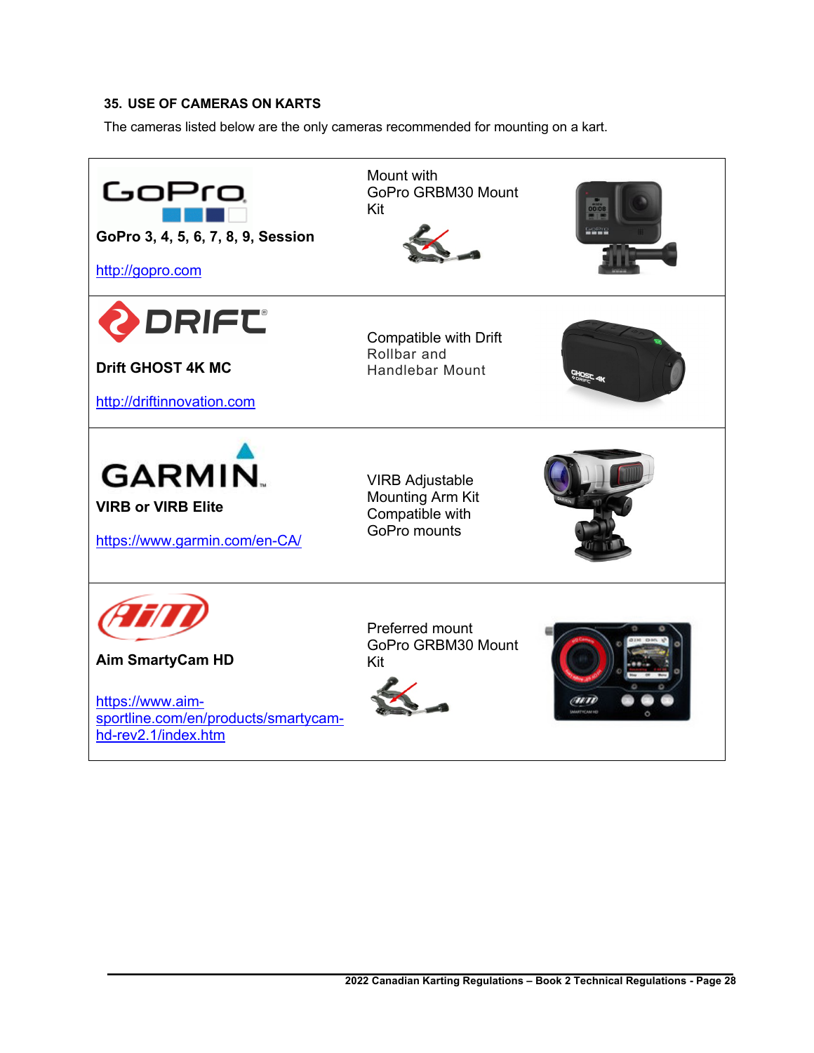## 35. USE OF CAMERAS ON KARTS

The cameras listed below are the only cameras recommended for mounting on a kart.

| Camera | Mount |
| --- | --- |
| **GoPro 3, 4, 5, 6, 7, 8, 9, Session** <br> http://gopro.com | Mount with GoPro GRBM30 Mount Kit |
| **Drift GHOST 4K MC** <br> http://driftinnovation.com | Compatible with Drift Rollbar and Handlebar Mount |
| **VIRB or VIRB Elite** <br> https://www.garmin.com/en-CA/ | VIRB Adjustable Mounting Arm Kit Compatible with GoPro mounts |
| **Aim SmartyCam HD** <br> https://www.aim-sportline.com/en/products/smartycam-hd-rev2.1/index.htm | Preferred mount GoPro GRBM30 Mount Kit |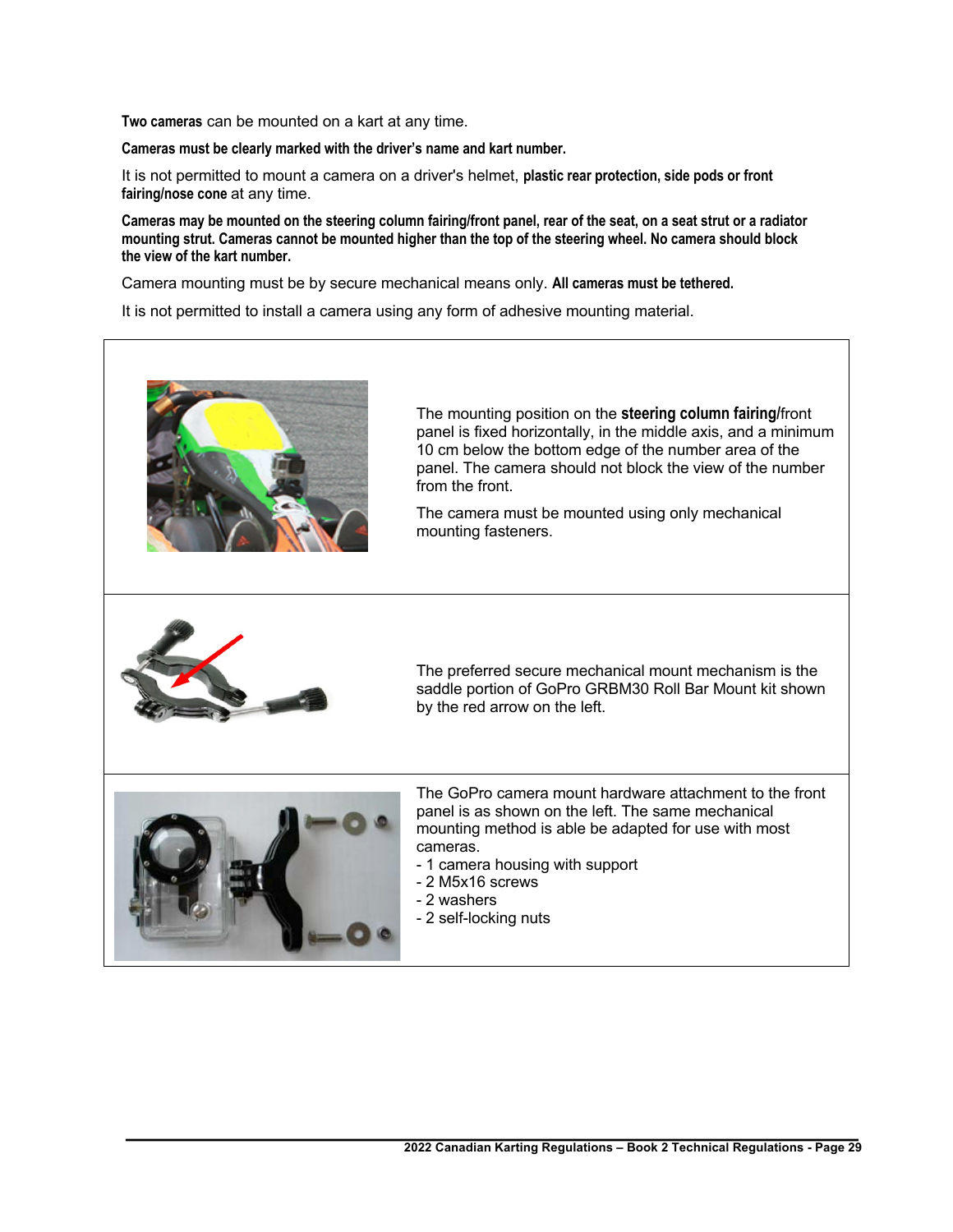**Two cameras** can be mounted on a kart at any time.

**Cameras must be clearly marked with the driver's name and kart number.**

It is not permitted to mount a camera on a driver's helmet, **plastic rear protection, side pods or front fairing/nose cone** at any time.

**Cameras may be mounted on the steering column fairing/front panel, rear of the seat, on a seat strut or a radiator mounting strut. Cameras cannot be mounted higher than the top of the steering wheel. No camera should block the view of the kart number.**

Camera mounting must be by secure mechanical means only. **All cameras must be tethered.**

It is not permitted to install a camera using any form of adhesive mounting material.

| | |
|---|---|
| | The mounting position on the **steering column fairing**/front panel is fixed horizontally, in the middle axis, and a minimum 10 cm below the bottom edge of the number area of the panel. The camera should not block the view of the number from the front.<br><br>The camera must be mounted using only mechanical mounting fasteners. |
| | The preferred secure mechanical mount mechanism is the saddle portion of GoPro GRBM30 Roll Bar Mount kit shown by the red arrow on the left. |
| | The GoPro camera mount hardware attachment to the front panel is as shown on the left. The same mechanical mounting method is able be adapted for use with most cameras.<br>- 1 camera housing with support<br>- 2 M5x16 screws<br>- 2 washers<br>- 2 self-locking nuts |